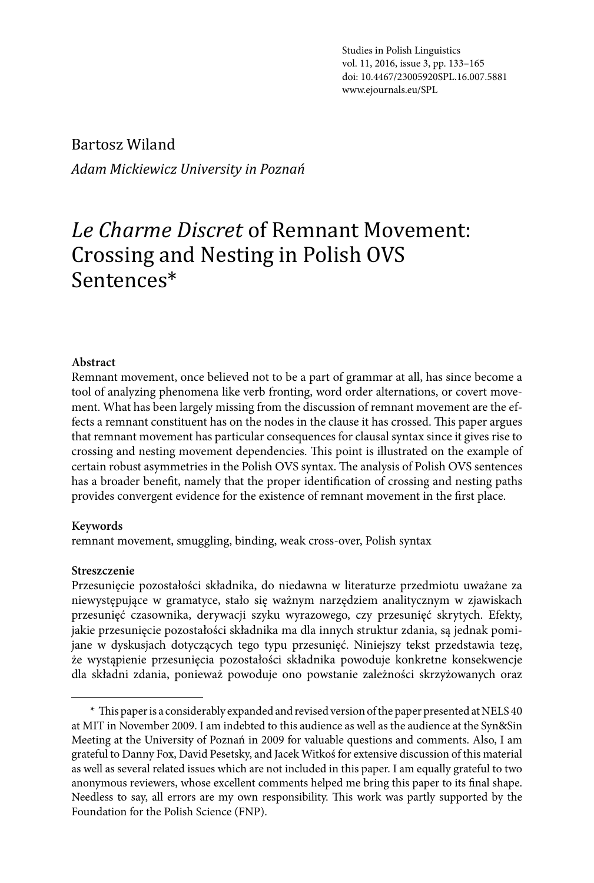Bartosz Wiland

*Adam Mickiewicz University in Poznań*

# *Le Charme Discret* of Remnant Movement: Crossing and Nesting in Polish OVS Sentences*

**Abstract**

Remnant movement, once believed not to be a part of grammar at all, has since become a tool of analyzing phenomena like verb fronting, word order alternations, or covert movement. What has been largely missing from the discussion of remnant movement are the effects a remnant constituent has on the nodes in the clause it has crossed. This paper argues that remnant movement has particular consequences for clausal syntax since it gives rise to crossing and nesting movement dependencies. This point is illustrated on the example of certain robust asymmetries in the Polish OVS syntax. The analysis of Polish OVS sentences has a broader benefit, namely that the proper identification of crossing and nesting paths provides convergent evidence for the existence of remnant movement in the first place.

**Keywords**

remnant movement, smuggling, binding, weak cross-over, Polish syntax

**Streszczenie**

Przesunięcie pozostałości składnika, do niedawna w literaturze przedmiotu uważane za niewystępujące w gramatyce, stało się ważnym narzędziem analitycznym w zjawiskach przesunięć czasownika, derywacji szyku wyrazowego, czy przesunięć skrytych. Efekty, jakie przesunięcie pozostałości składnika ma dla innych struktur zdania, są jednak pomijane w dyskusjach dotyczących tego typu przesunięć. Niniejszy tekst przedstawia tezę, że wystąpienie przesunięcia pozostałości składnika powoduje konkretne konsekwencje dla składni zdania, ponieważ powoduje ono powstanie zależności skrzyżowanych oraz

* This paper is a considerably expanded and revised version of the paper presented at NELS 40 at MIT in November 2009. I am indebted to this audience as well as the audience at the Syn&Sin Meeting at the University of Poznań in 2009 for valuable questions and comments. Also, I am grateful to Danny Fox, David Pesetsky, and Jacek Witkoś for extensive discussion of this material as well as several related issues which are not included in this paper. I am equally grateful to two anonymous reviewers, whose excellent comments helped me bring this paper to its final shape. Needless to say, all errors are my own responsibility. This work was partly supported by the Foundation for the Polish Science (FNP).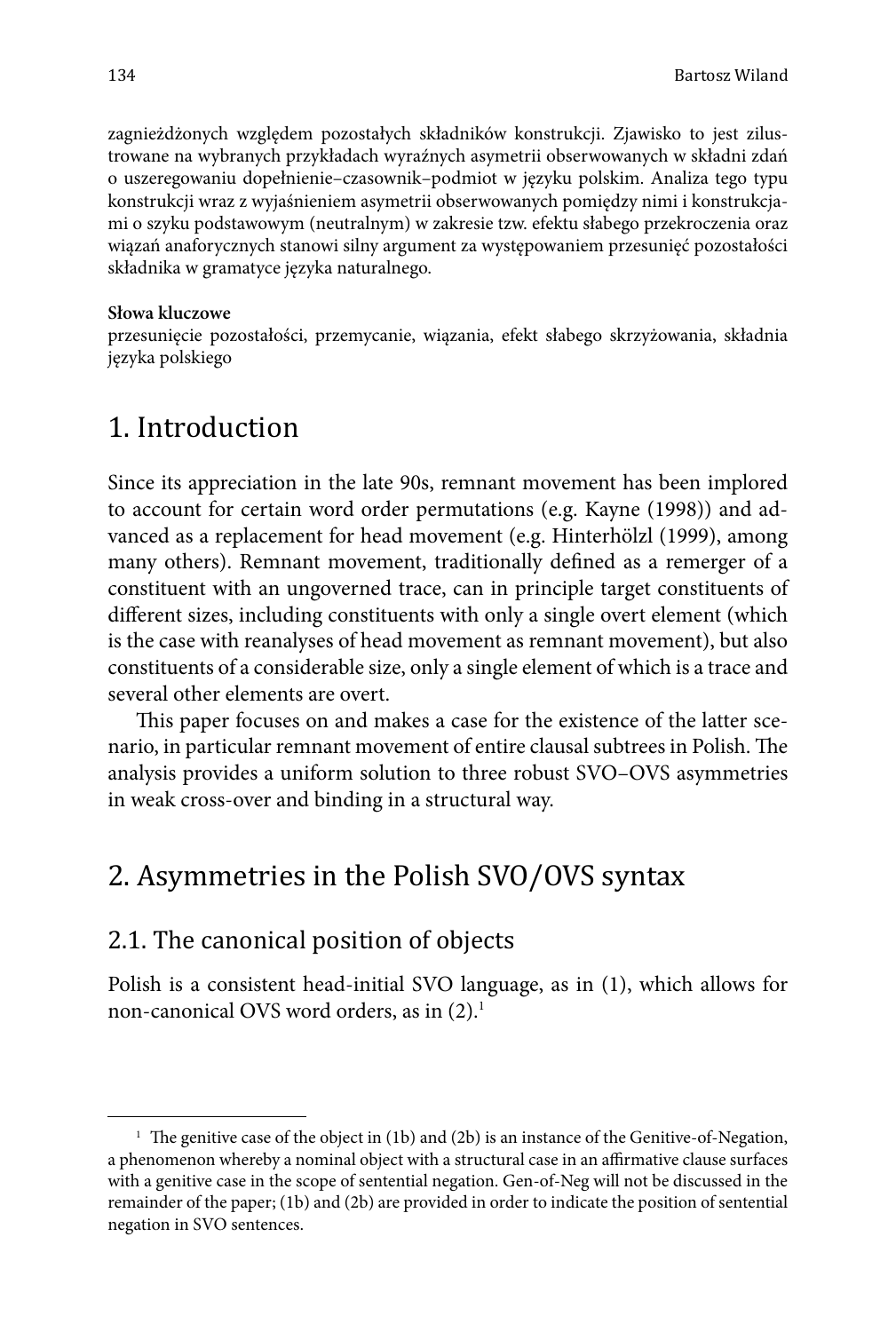zagnieżdżonych względem pozostałych składników konstrukcji. Zjawisko to jest zilustrowane na wybranych przykładach wyraźnych asymetrii obserwowanych w składni zdań o uszeregowaniu dopełnienie–czasownik–podmiot w języku polskim. Analiza tego typu konstrukcji wraz z wyjaśnieniem asymetrii obserwowanych pomiędzy nimi i konstrukcjami o szyku podstawowym (neutralnym) w zakresie tzw. efektu słabego przekroczenia oraz wiązań anaforycznych stanowi silny argument za występowaniem przesunięć pozostałości składnika w gramatyce języka naturalnego.

**Słowa kluczowe**
przesunięcie pozostałości, przemycanie, wiązania, efekt słabego skrzyżowania, składnia języka polskiego

## 1. Introduction

Since its appreciation in the late 90s, remnant movement has been implored to account for certain word order permutations (e.g. Kayne (1998)) and advanced as a replacement for head movement (e.g. Hinterhölzl (1999), among many others). Remnant movement, traditionally defined as a remerger of a constituent with an ungoverned trace, can in principle target constituents of different sizes, including constituents with only a single overt element (which is the case with reanalyses of head movement as remnant movement), but also constituents of a considerable size, only a single element of which is a trace and several other elements are overt.

This paper focuses on and makes a case for the existence of the latter scenario, in particular remnant movement of entire clausal subtrees in Polish. The analysis provides a uniform solution to three robust SVO–OVS asymmetries in weak cross-over and binding in a structural way.

## 2. Asymmetries in the Polish SVO/OVS syntax

### 2.1. The canonical position of objects

Polish is a consistent head-initial SVO language, as in (1), which allows for non-canonical OVS word orders, as in (2).[1]

[1] The genitive case of the object in (1b) and (2b) is an instance of the Genitive-of-Negation, a phenomenon whereby a nominal object with a structural case in an affirmative clause surfaces with a genitive case in the scope of sentential negation. Gen-of-Neg will not be discussed in the remainder of the paper; (1b) and (2b) are provided in order to indicate the position of sentential negation in SVO sentences.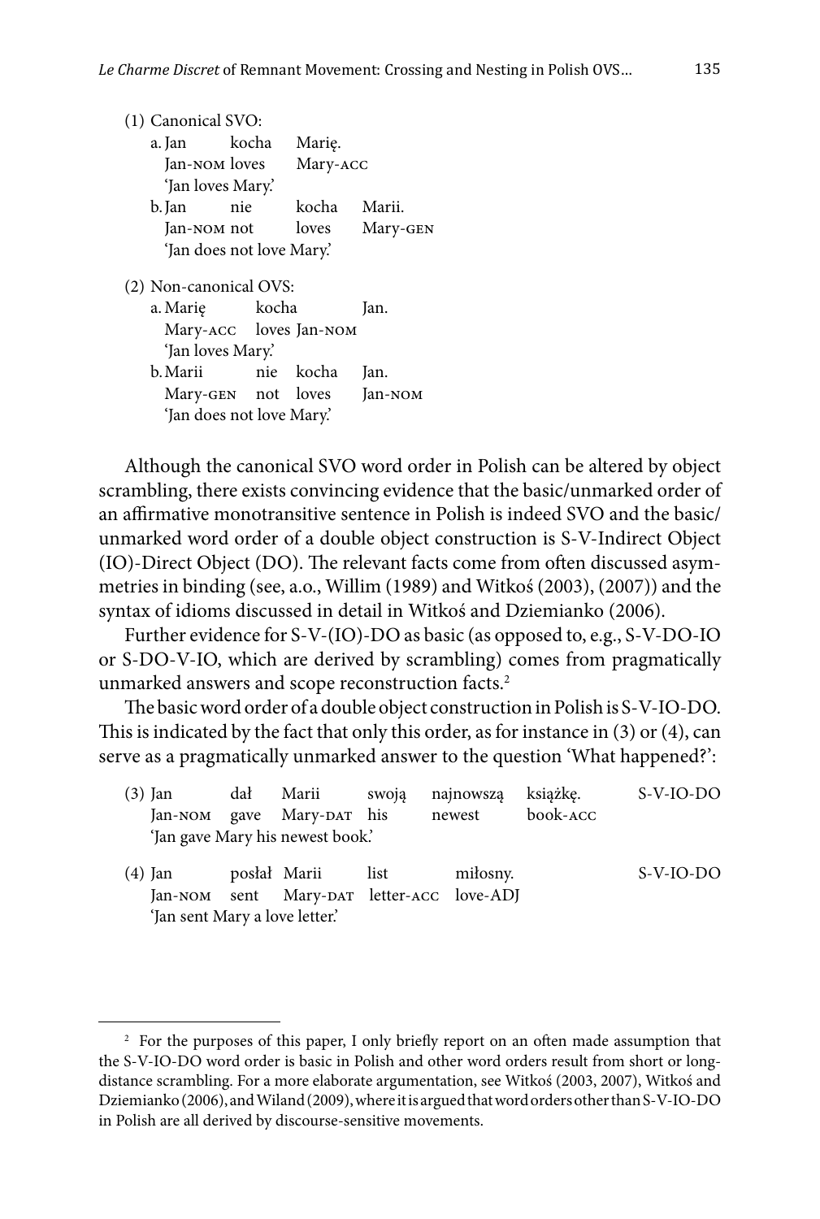(1) Canonical SVO:

a. Jan kocha Marię.
   Jan-NOM loves Mary-ACC
   'Jan loves Mary.'

b. Jan nie kocha Marii.
   Jan-NOM not loves Mary-GEN
   'Jan does not love Mary.'

(2) Non-canonical OVS:

a. Marię kocha Jan.
   Mary-ACC loves Jan-NOM
   'Jan loves Mary.'

b. Marii nie kocha Jan.
   Mary-GEN not loves Jan-NOM
   'Jan does not love Mary.'

Although the canonical SVO word order in Polish can be altered by object scrambling, there exists convincing evidence that the basic/unmarked order of an affirmative monotransitive sentence in Polish is indeed SVO and the basic/unmarked word order of a double object construction is S-V-Indirect Object (IO)-Direct Object (DO). The relevant facts come from often discussed asymmetries in binding (see, a.o., Willim (1989) and Witkoś (2003), (2007)) and the syntax of idioms discussed in detail in Witkoś and Dziemianko (2006).

Further evidence for S-V-(IO)-DO as basic (as opposed to, e.g., S-V-DO-IO or S-DO-V-IO, which are derived by scrambling) comes from pragmatically unmarked answers and scope reconstruction facts.[2]

The basic word order of a double object construction in Polish is S-V-IO-DO. This is indicated by the fact that only this order, as for instance in (3) or (4), can serve as a pragmatically unmarked answer to the question 'What happened?':

(3) Jan dał Marii swoją najnowszą książkę. S-V-IO-DO
    Jan-NOM gave Mary-DAT his newest book-ACC
    'Jan gave Mary his newest book.'

(4) Jan posłał Marii list miłosny. S-V-IO-DO
    Jan-NOM sent Mary-DAT letter-ACC love-ADJ
    'Jan sent Mary a love letter.'

---

[2] For the purposes of this paper, I only briefly report on an often made assumption that the S-V-IO-DO word order is basic in Polish and other word orders result from short or long-distance scrambling. For a more elaborate argumentation, see Witkoś (2003, 2007), Witkoś and Dziemianko (2006), and Wiland (2009), where it is argued that word orders other than S-V-IO-DO in Polish are all derived by discourse-sensitive movements.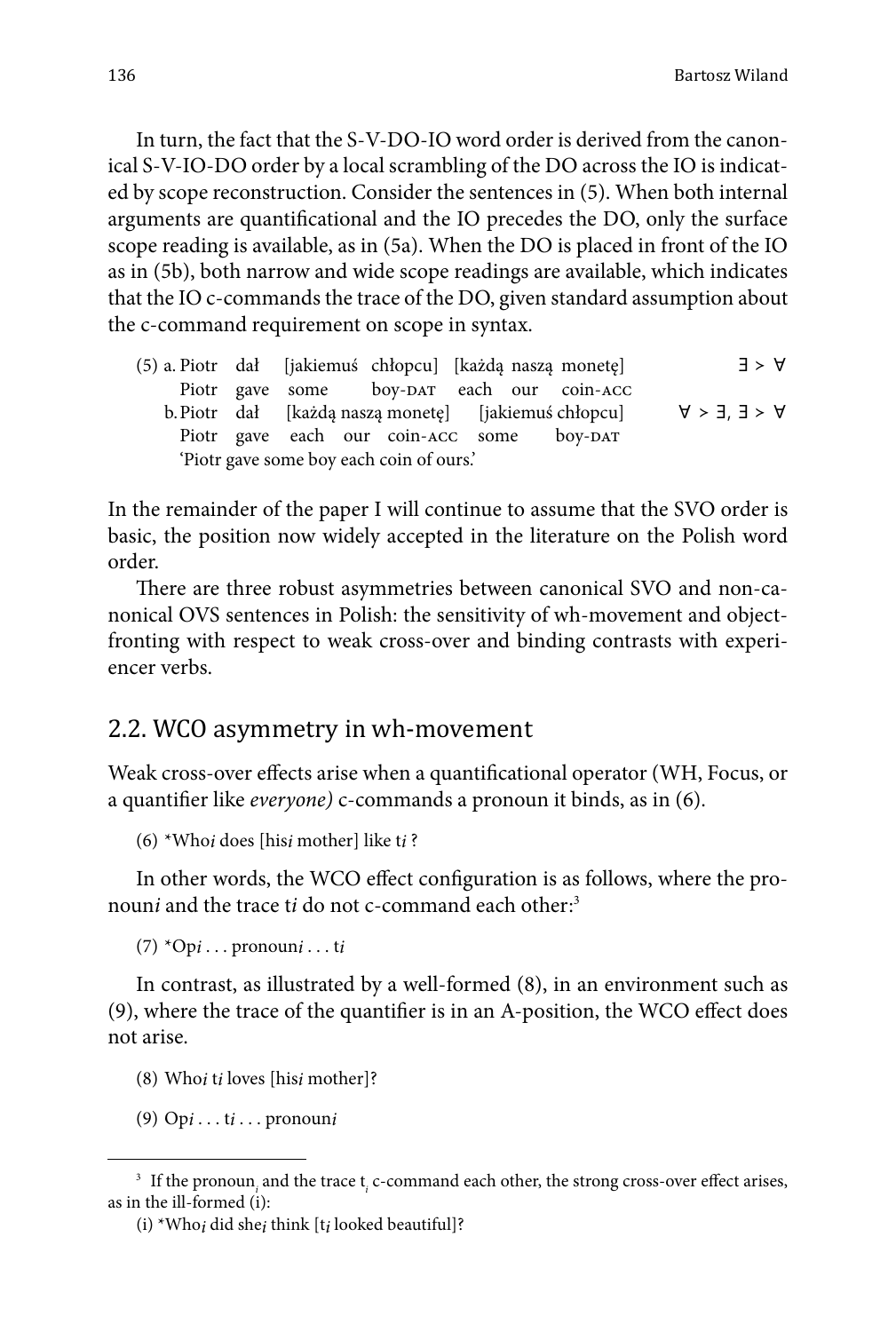In turn, the fact that the S-V-DO-IO word order is derived from the canonical S-V-IO-DO order by a local scrambling of the DO across the IO is indicated by scope reconstruction. Consider the sentences in (5). When both internal arguments are quantificational and the IO precedes the DO, only the surface scope reading is available, as in (5a). When the DO is placed in front of the IO as in (5b), both narrow and wide scope readings are available, which indicates that the IO c-commands the trace of the DO, given standard assumption about the c-command requirement on scope in syntax.

(5) a. Piotr dał [jakiemuś chłopcu] [każdą naszą monetę] $\exists > \forall$
Piotr gave some boy-DAT each our coin-ACC
b. Piotr dał [każdą naszą monetę] [jakiemuś chłopcu] $\forall > \exists$, $\exists > \forall$
Piotr gave each our coin-ACC some boy-DAT
'Piotr gave some boy each coin of ours.'

In the remainder of the paper I will continue to assume that the SVO order is basic, the position now widely accepted in the literature on the Polish word order.

There are three robust asymmetries between canonical SVO and non-canonical OVS sentences in Polish: the sensitivity of wh-movement and object-fronting with respect to weak cross-over and binding contrasts with experiencer verbs.

## 2.2. WCO asymmetry in wh-movement

Weak cross-over effects arise when a quantificational operator (WH, Focus, or a quantifier like *everyone)* c-commands a pronoun it binds, as in (6).

(6) *Who*i* does [his*i* mother] like t*i* ?

In other words, the WCO effect configuration is as follows, where the pronoun*i* and the trace t*i* do not c-command each other:[3]

(7) *Op*i* . . . pronoun*i* . . . t*i*

In contrast, as illustrated by a well-formed (8), in an environment such as (9), where the trace of the quantifier is in an A-position, the WCO effect does not arise.

(8) Who*i* t*i* loves [his*i* mother]?

(9) Op*i* . . . t*i* . . . pronoun*i*

---

[3] If the pronoun$_i$ and the trace t$_i$ c-command each other, the strong cross-over effect arises, as in the ill-formed (i):

(i) *Who*i* did she*i* think [t*i* looked beautiful]?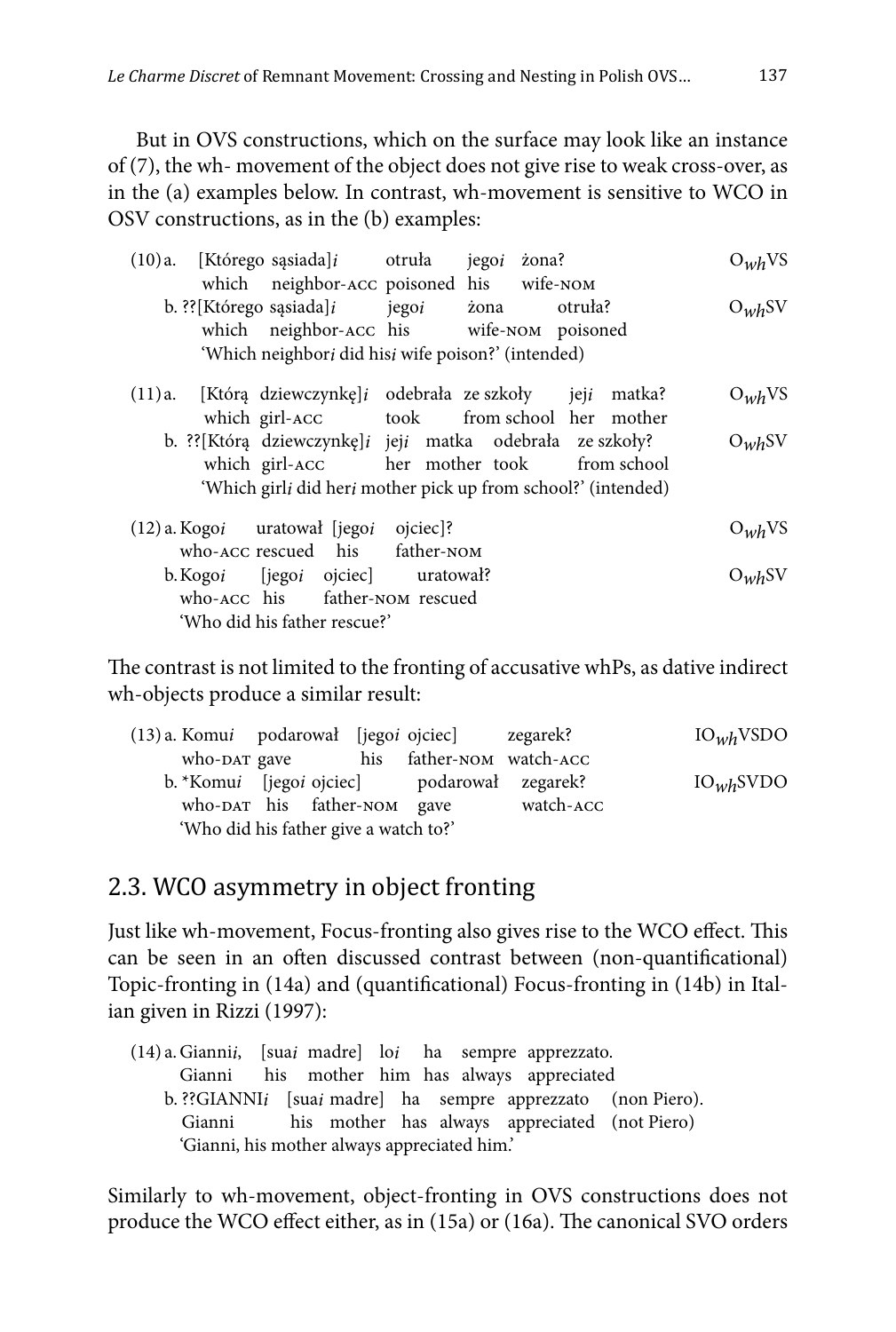But in OVS constructions, which on the surface may look like an instance of (7), the wh- movement of the object does not give rise to weak cross-over, as in the (a) examples below. In contrast, wh-movement is sensitive to WCO in OSV constructions, as in the (b) examples:

(10) a. [Którego sąsiada]*i* otruła jego*i* żona? $O_{wh}VS$
which neighbor-ACC poisoned his wife-NOM
b. ??[Którego sąsiada]*i* jego*i* żona otruła? $O_{wh}SV$
which neighbor-ACC his wife-NOM poisoned
'Which neighbor*i* did his*i* wife poison?' (intended)

(11) a. [Którą dziewczynkę]*i* odebrała ze szkoły jej*i* matka? $O_{wh}VS$
which girl-ACC took from school her mother
b. ??[Którą dziewczynkę]*i* jej*i* matka odebrała ze szkoły? $O_{wh}SV$
which girl-ACC her mother took from school
'Which girl*i* did her*i* mother pick up from school?' (intended)

(12) a. Kogo*i* uratował [jego*i* ojciec]? $O_{wh}VS$
who-ACC rescued his father-NOM
b. Kogo*i* [jego*i* ojciec] uratował? $O_{wh}SV$
who-ACC his father-NOM rescued
'Who did his father rescue?'

The contrast is not limited to the fronting of accusative whPs, as dative indirect wh-objects produce a similar result:

(13) a. Komu*i* podarował [jego*i* ojciec] zegarek? $IO_{wh}VSDO$
who-DAT gave his father-NOM watch-ACC
b. *Komu*i* [jego*i* ojciec] podarował zegarek? $IO_{wh}SVDO$
who-DAT his father-NOM gave watch-ACC
'Who did his father give a watch to?'

## 2.3. WCO asymmetry in object fronting

Just like wh-movement, Focus-fronting also gives rise to the WCO effect. This can be seen in an often discussed contrast between (non-quantificational) Topic-fronting in (14a) and (quantificational) Focus-fronting in (14b) in Italian given in Rizzi (1997):

(14) a. Gianni*i*, [sua*i* madre] lo*i* ha sempre apprezzato.
Gianni his mother him has always appreciated
b. ??GIANNI*i* [sua*i* madre] ha sempre apprezzato (non Piero).
Gianni his mother has always appreciated (not Piero)
'Gianni, his mother always appreciated him.'

Similarly to wh-movement, object-fronting in OVS constructions does not produce the WCO effect either, as in (15a) or (16a). The canonical SVO orders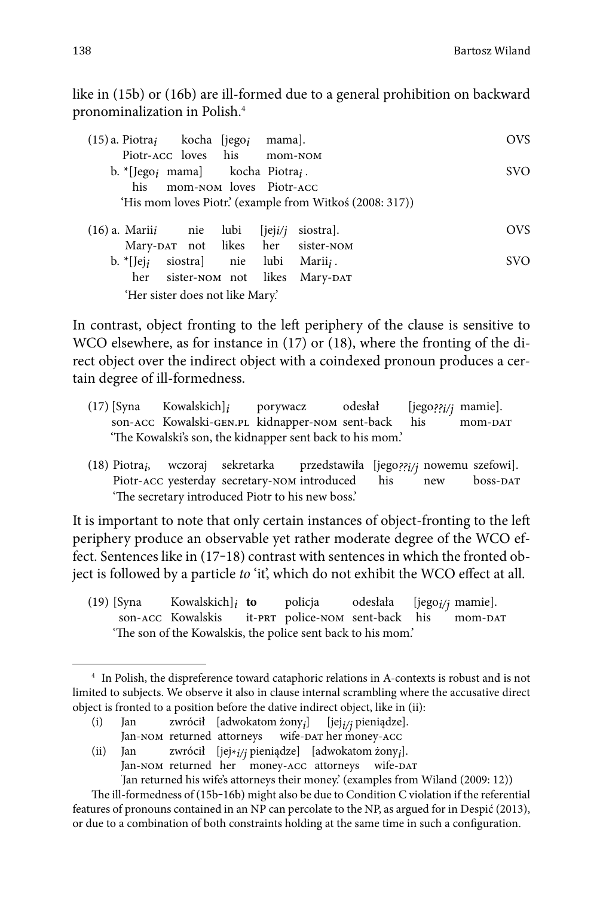like in (15b) or (16b) are ill-formed due to a general prohibition on backward pronominalization in Polish.[4]

(15) a. Piotra$_i$ kocha [jego$_i$ mama]. OVS
Piotr-ACC loves his mom-NOM

b. *[Jego$_i$ mama] kocha Piotra$_i$. SVO
his mom-NOM loves Piotr-ACC
'His mom loves Piotr.' (example from Witkoś (2008: 317))

(16) a. Marii$_i$ nie lubi [jej$_{i/j}$ siostra]. OVS
Mary-DAT not likes her sister-NOM

b. *[Jej$_i$ siostra] nie lubi Marii$_i$. SVO
her sister-NOM not likes Mary-DAT
'Her sister does not like Mary.'

In contrast, object fronting to the left periphery of the clause is sensitive to WCO elsewhere, as for instance in (17) or (18), where the fronting of the direct object over the indirect object with a coindexed pronoun produces a certain degree of ill-formedness.

(17) [Syna Kowalskich]$_i$ porywacz odesłał [jego$_{??i/j}$ mamie].
son-ACC Kowalski-GEN.PL kidnapper-NOM sent-back his mom-DAT
'The Kowalski's son, the kidnapper sent back to his mom.'

(18) Piotra$_i$, wczoraj sekretarka przedstawiła [jego$_{??i/j}$ nowemu szefowi].
Piotr-ACC yesterday secretary-NOM introduced his new boss-DAT
'The secretary introduced Piotr to his new boss.'

It is important to note that only certain instances of object-fronting to the left periphery produce an observable yet rather moderate degree of the WCO effect. Sentences like in (17–18) contrast with sentences in which the fronted object is followed by a particle *to* 'it', which do not exhibit the WCO effect at all.

(19) [Syna Kowalskich]$_i$ **to** policja odesłała [jego$_{i/j}$ mamie].
son-ACC Kowalskis it-PRT police-NOM sent-back his mom-DAT
'The son of the Kowalskis, the police sent back to his mom.'

---

[4] In Polish, the dispreference toward cataphoric relations in A-contexts is robust and is not limited to subjects. We observe it also in clause internal scrambling where the accusative direct object is fronted to a position before the dative indirect object, like in (ii):

(i) Jan zwrócił [adwokatom żony$_i$] [jej$_{i/j}$ pieniądze].
Jan-NOM returned attorneys wife-DAT her money-ACC

(ii) Jan zwrócił [jej$_{*i/j}$ pieniądze] [adwokatom żony$_i$].
Jan-NOM returned her money-ACC attorneys wife-DAT
'Jan returned his wife's attorneys their money.' (examples from Wiland (2009: 12))

The ill-formedness of (15b–16b) might also be due to Condition C violation if the referential features of pronouns contained in an NP can percolate to the NP, as argued for in Despić (2013), or due to a combination of both constraints holding at the same time in such a configuration.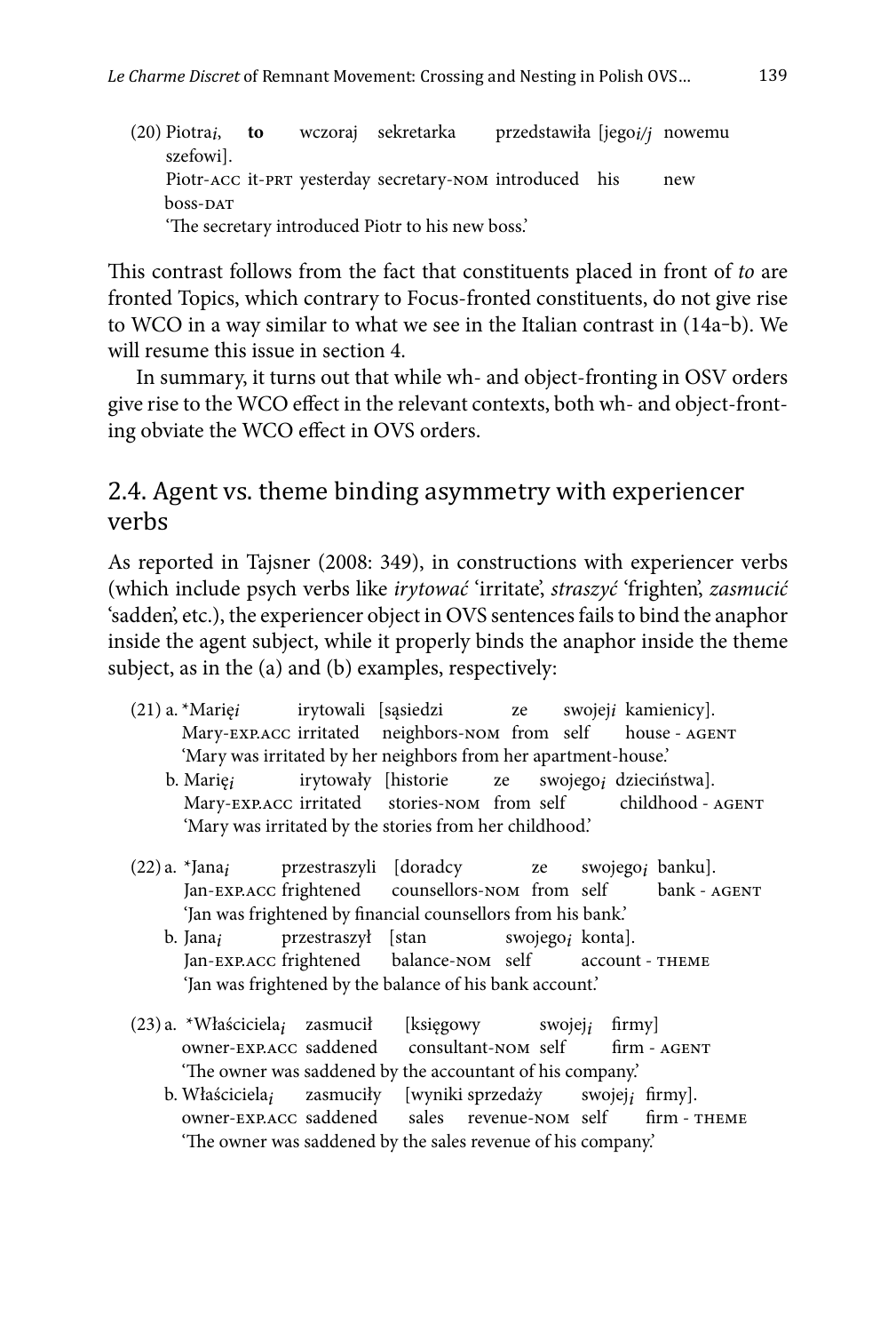(20) Piotra$_i$, **to** wczoraj sekretarka przedstawiła [jego$_{i/j}$ nowemu szefowi].
Piotr-ACC it-PRT yesterday secretary-NOM introduced his new boss-DAT
'The secretary introduced Piotr to his new boss.'

This contrast follows from the fact that constituents placed in front of *to* are fronted Topics, which contrary to Focus-fronted constituents, do not give rise to WCO in a way similar to what we see in the Italian contrast in (14a–b). We will resume this issue in section 4.

In summary, it turns out that while wh- and object-fronting in OSV orders give rise to the WCO effect in the relevant contexts, both wh- and object-fronting obviate the WCO effect in OVS orders.

## 2.4. Agent vs. theme binding asymmetry with experiencer verbs

As reported in Tajsner (2008: 349), in constructions with experiencer verbs (which include psych verbs like *irytować* 'irritate', *straszyć* 'frighten', *zasmucić* 'sadden', etc.), the experiencer object in OVS sentences fails to bind the anaphor inside the agent subject, while it properly binds the anaphor inside the theme subject, as in the (a) and (b) examples, respectively:

(21) a. *Marię$_i$ irytowali [sąsiedzi ze swojej$_i$ kamienicy].
Mary-EXP.ACC irritated neighbors-NOM from self house - AGENT
'Mary was irritated by her neighbors from her apartment-house.'

b. Marię$_i$ irytowały [historie ze swojego$_i$ dzieciństwa].
Mary-EXP.ACC irritated stories-NOM from self childhood - AGENT
'Mary was irritated by the stories from her childhood.'

(22) a. *Jana$_i$ przestraszyli [doradcy ze swojego$_i$ banku].
Jan-EXP.ACC frightened counsellors-NOM from self bank - AGENT
'Jan was frightened by financial counsellors from his bank.'

b. Jana$_i$ przestraszył [stan swojego$_i$ konta].
Jan-EXP.ACC frightened balance-NOM self account - THEME
'Jan was frightened by the balance of his bank account.'

(23) a. *Właściciela$_i$ zasmucił [księgowy swojej$_i$ firmy]
owner-EXP.ACC saddened consultant-NOM self firm - AGENT
'The owner was saddened by the accountant of his company.'

b. Właściciela$_i$ zasmuciły [wyniki sprzedaży swojej$_i$ firmy].
owner-EXP.ACC saddened sales revenue-NOM self firm - THEME
'The owner was saddened by the sales revenue of his company.'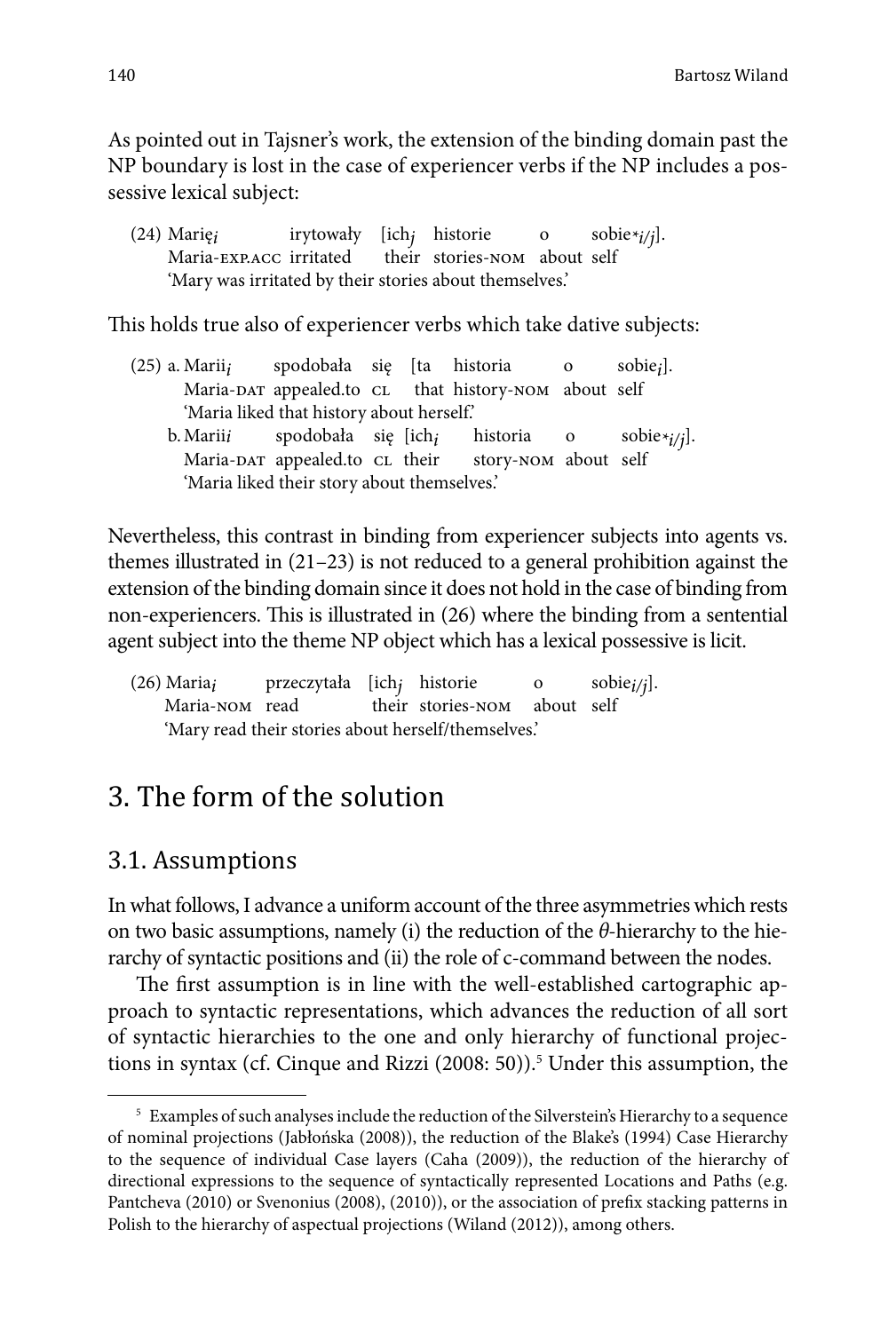As pointed out in Tajsner's work, the extension of the binding domain past the NP boundary is lost in the case of experiencer verbs if the NP includes a possessive lexical subject:

(24) Marię$_i$ irytowały [ich$_j$ historie o sobie$_{*i/j}$].
Maria-EXP.ACC irritated their stories-NOM about self
'Mary was irritated by their stories about themselves.'

This holds true also of experiencer verbs which take dative subjects:

(25) a. Marii$_i$ spodobała się [ta historia o sobie$_i$].
Maria-DAT appealed.to CL that history-NOM about self
'Maria liked that history about herself.'
b. Marii$_i$ spodobała się [ich$_i$ historia o sobie$_{*i/j}$].
Maria-DAT appealed.to CL their story-NOM about self
'Maria liked their story about themselves.'

Nevertheless, this contrast in binding from experiencer subjects into agents vs. themes illustrated in (21–23) is not reduced to a general prohibition against the extension of the binding domain since it does not hold in the case of binding from non-experiencers. This is illustrated in (26) where the binding from a sentential agent subject into the theme NP object which has a lexical possessive is licit.

(26) Maria$_i$ przeczytała [ich$_j$ historie o sobie$_{i/j}$].
Maria-NOM read their stories-NOM about self
'Mary read their stories about herself/themselves.'

# 3. The form of the solution

## 3.1. Assumptions

In what follows, I advance a uniform account of the three asymmetries which rests on two basic assumptions, namely (i) the reduction of the *θ*-hierarchy to the hierarchy of syntactic positions and (ii) the role of c-command between the nodes.

The first assumption is in line with the well-established cartographic approach to syntactic representations, which advances the reduction of all sort of syntactic hierarchies to the one and only hierarchy of functional projections in syntax (cf. Cinque and Rizzi (2008: 50)).[5] Under this assumption, the

[5] Examples of such analyses include the reduction of the Silverstein's Hierarchy to a sequence of nominal projections (Jabłońska (2008)), the reduction of the Blake's (1994) Case Hierarchy to the sequence of individual Case layers (Caha (2009)), the reduction of the hierarchy of directional expressions to the sequence of syntactically represented Locations and Paths (e.g. Pantcheva (2010) or Svenonius (2008), (2010)), or the association of prefix stacking patterns in Polish to the hierarchy of aspectual projections (Wiland (2012)), among others.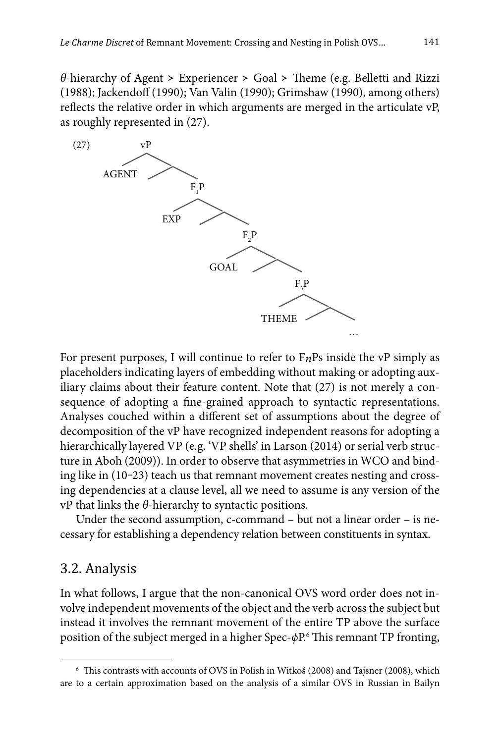$\theta$-hierarchy of Agent > Experiencer > Goal > Theme (e.g. Belletti and Rizzi (1988); Jackendoff (1990); Van Valin (1990); Grimshaw (1990), among others) reflects the relative order in which arguments are merged in the articulate vP, as roughly represented in (27).

(27)

```
vP
├── AGENT
└── 
    └── F1P
        ├── EXP
        └── 
            └── F2P
                ├── GOAL
                └── 
                    └── F3P
                        ├── THEME
                        └── 
                            └── …
```

For present purposes, I will continue to refer to $F_n$Ps inside the vP simply as placeholders indicating layers of embedding without making or adopting auxiliary claims about their feature content. Note that (27) is not merely a consequence of adopting a fine-grained approach to syntactic representations. Analyses couched within a different set of assumptions about the degree of decomposition of the vP have recognized independent reasons for adopting a hierarchically layered VP (e.g. 'VP shells' in Larson (2014) or serial verb structure in Aboh (2009)). In order to observe that asymmetries in WCO and binding like in (10–23) teach us that remnant movement creates nesting and crossing dependencies at a clause level, all we need to assume is any version of the vP that links the $\theta$-hierarchy to syntactic positions.

Under the second assumption, c-command – but not a linear order – is necessary for establishing a dependency relation between constituents in syntax.

## 3.2. Analysis

In what follows, I argue that the non-canonical OVS word order does not involve independent movements of the object and the verb across the subject but instead it involves the remnant movement of the entire TP above the surface position of the subject merged in a higher Spec-$\phi$P.[6] This remnant TP fronting,

---

[6] This contrasts with accounts of OVS in Polish in Witkoś (2008) and Tajsner (2008), which are to a certain approximation based on the analysis of a similar OVS in Russian in Bailyn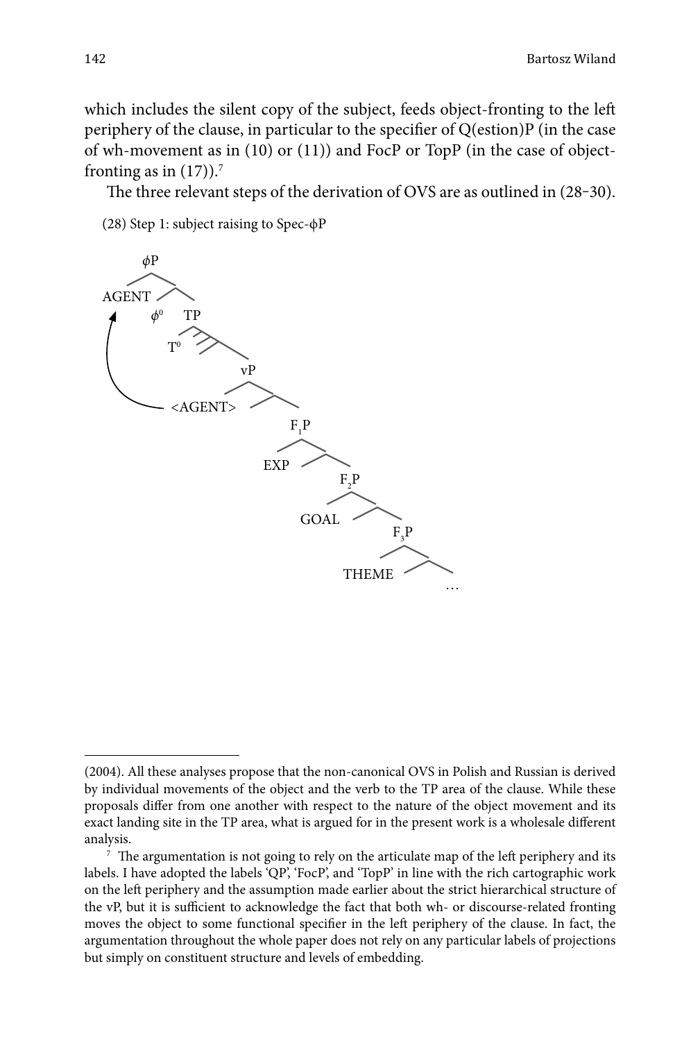which includes the silent copy of the subject, feeds object-fronting to the left periphery of the clause, in particular to the specifier of Q(estion)P (in the case of wh-movement as in (10) or (11)) and FocP or TopP (in the case of object-fronting as in (17)).[7]

The three relevant steps of the derivation of OVS are as outlined in (28–30).

(28) Step 1: subject raising to Spec-ϕP

```
ϕP
├── AGENT  ←──────────────┐
└── ϕ'                     │
    ├── ϕ⁰                 │
    └── TP                 │
        ├── T⁰             │
        └── vP             │
            ├── <AGENT> ───┘
            └── 
                └── F1P
                    ├── EXP
                    └── 
                        └── F2P
                            ├── GOAL
                            └── 
                                └── F3P
                                    ├── THEME
                                    └── …
```

---

(2004). All these analyses propose that the non-canonical OVS in Polish and Russian is derived by individual movements of the object and the verb to the TP area of the clause. While these proposals differ from one another with respect to the nature of the object movement and its exact landing site in the TP area, what is argued for in the present work is a wholesale different analysis.

[7] The argumentation is not going to rely on the articulate map of the left periphery and its labels. I have adopted the labels 'QP', 'FocP', and 'TopP' in line with the rich cartographic work on the left periphery and the assumption made earlier about the strict hierarchical structure of the vP, but it is sufficient to acknowledge the fact that both wh- or discourse-related fronting moves the object to some functional specifier in the left periphery of the clause. In fact, the argumentation throughout the whole paper does not rely on any particular labels of projections but simply on constituent structure and levels of embedding.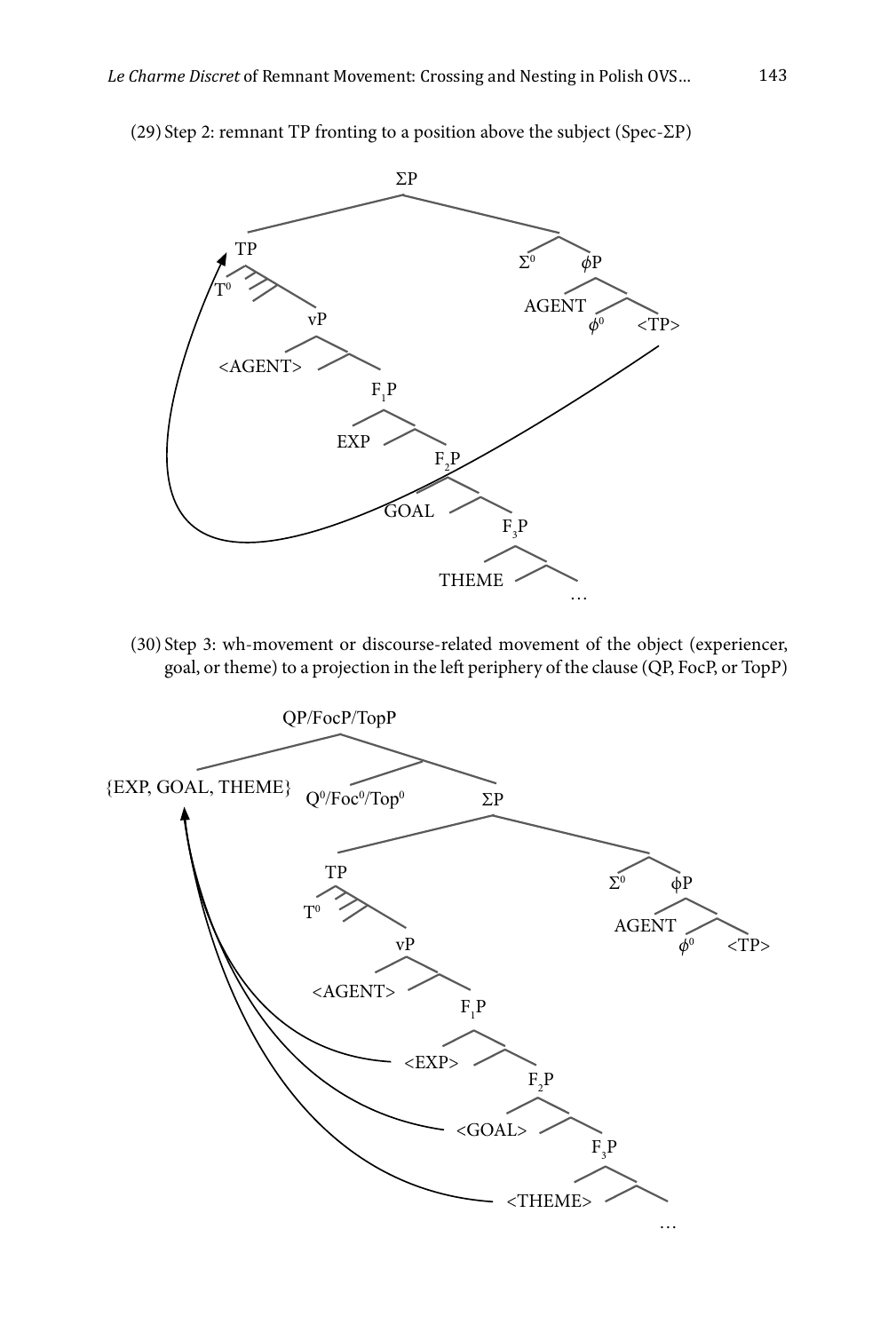(29) Step 2: remnant TP fronting to a position above the subject (Spec-ΣP)

```
ΣP
├── TP
│   ├── T⁰
│   └── vP
│       ├── <AGENT>
│       └── F₁P
│           ├── EXP
│           └── F₂P
│               ├── GOAL
│               └── F₃P
│                   ├── THEME
│                   └── …
└── 
    ├── Σ⁰
    └── ϕP
        ├── AGENT
        └── 
            ├── ϕ⁰
            └── <TP>
```

(30) Step 3: wh-movement or discourse-related movement of the object (experiencer, goal, or theme) to a projection in the left periphery of the clause (QP, FocP, or TopP)

```
QP/FocP/TopP
├── {EXP, GOAL, THEME}
└── 
    ├── Q⁰/Foc⁰/Top⁰
    └── ΣP
        ├── TP
        │   ├── T⁰
        │   └── vP
        │       ├── <AGENT>
        │       └── F₁P
        │           ├── <EXP>
        │           └── F₂P
        │               ├── <GOAL>
        │               └── F₃P
        │                   ├── <THEME>
        │                   └── …
        └── 
            ├── Σ⁰
            └── ϕP
                ├── AGENT
                └── 
                    ├── ϕ⁰
                    └── <TP>
```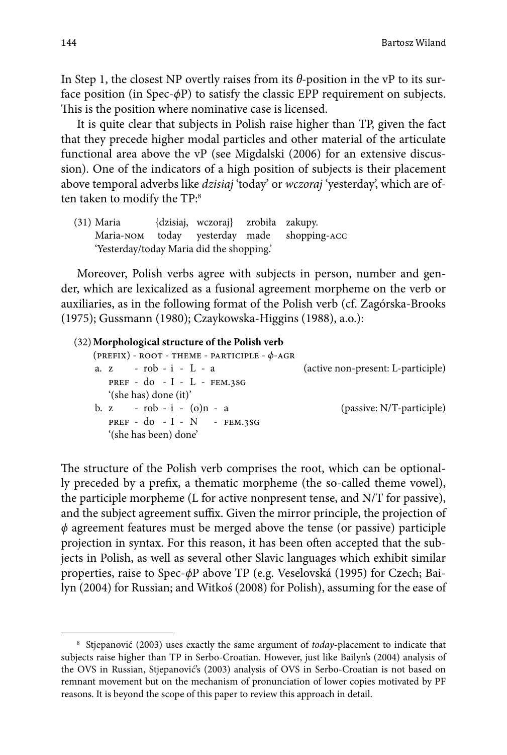In Step 1, the closest NP overtly raises from its $\theta$-position in the vP to its surface position (in Spec-$\phi$P) to satisfy the classic EPP requirement on subjects. This is the position where nominative case is licensed.

It is quite clear that subjects in Polish raise higher than TP, given the fact that they precede higher modal particles and other material of the articulate functional area above the vP (see Migdalski (2006) for an extensive discussion). One of the indicators of a high position of subjects is their placement above temporal adverbs like *dzisiaj* 'today' or *wczoraj* 'yesterday', which are often taken to modify the TP:[8]

(31) Maria {dzisiaj, wczoraj} zrobiła zakupy.
Maria-NOM today yesterday made shopping-ACC
'Yesterday/today Maria did the shopping.'

Moreover, Polish verbs agree with subjects in person, number and gender, which are lexicalized as a fusional agreement morpheme on the verb or auxiliaries, as in the following format of the Polish verb (cf. Zagórska-Brooks (1975); Gussmann (1980); Czaykowska-Higgins (1988), a.o.):

(32) **Morphological structure of the Polish verb**
(PREFIX) - ROOT - THEME - PARTICIPLE - $\phi$-AGR
a. z - rob - i - L - a (active non-present: L-participle)
PREF - do - I - L - FEM.3SG
'(she has) done (it)'
b. z - rob - i - (o)n - a (passive: N/T-participle)
PREF - do - I - N - FEM.3SG
'(she has been) done'

The structure of the Polish verb comprises the root, which can be optionally preceded by a prefix, a thematic morpheme (the so-called theme vowel), the participle morpheme (L for active nonpresent tense, and N/T for passive), and the subject agreement suffix. Given the mirror principle, the projection of $\phi$ agreement features must be merged above the tense (or passive) participle projection in syntax. For this reason, it has been often accepted that the subjects in Polish, as well as several other Slavic languages which exhibit similar properties, raise to Spec-$\phi$P above TP (e.g. Veselovská (1995) for Czech; Bailyn (2004) for Russian; and Witkoś (2008) for Polish), assuming for the ease of

[8] Stjepanović (2003) uses exactly the same argument of *today*-placement to indicate that subjects raise higher than TP in Serbo-Croatian. However, just like Bailyn's (2004) analysis of the OVS in Russian, Stjepanović's (2003) analysis of OVS in Serbo-Croatian is not based on remnant movement but on the mechanism of pronunciation of lower copies motivated by PF reasons. It is beyond the scope of this paper to review this approach in detail.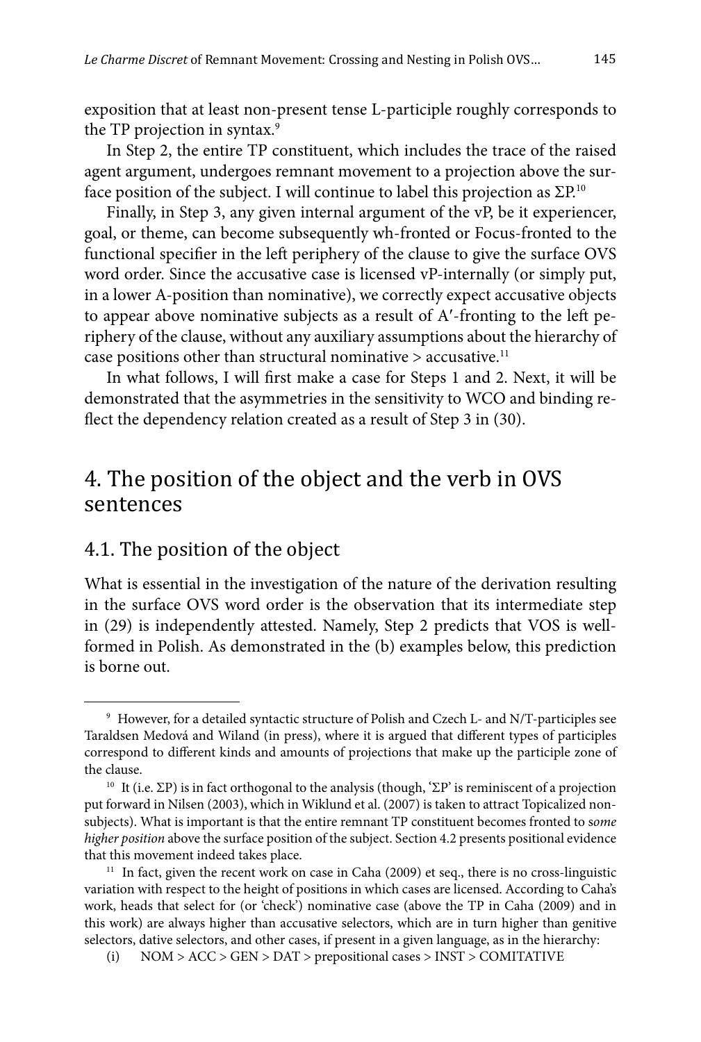exposition that at least non-present tense L-participle roughly corresponds to the TP projection in syntax.[9]

In Step 2, the entire TP constituent, which includes the trace of the raised agent argument, undergoes remnant movement to a projection above the surface position of the subject. I will continue to label this projection as ΣP.[10]

Finally, in Step 3, any given internal argument of the vP, be it experiencer, goal, or theme, can become subsequently wh-fronted or Focus-fronted to the functional specifier in the left periphery of the clause to give the surface OVS word order. Since the accusative case is licensed vP-internally (or simply put, in a lower A-position than nominative), we correctly expect accusative objects to appear above nominative subjects as a result of A′-fronting to the left periphery of the clause, without any auxiliary assumptions about the hierarchy of case positions other than structural nominative > accusative.[11]

In what follows, I will first make a case for Steps 1 and 2. Next, it will be demonstrated that the asymmetries in the sensitivity to WCO and binding reflect the dependency relation created as a result of Step 3 in (30).

## 4. The position of the object and the verb in OVS sentences

### 4.1. The position of the object

What is essential in the investigation of the nature of the derivation resulting in the surface OVS word order is the observation that its intermediate step in (29) is independently attested. Namely, Step 2 predicts that VOS is well-formed in Polish. As demonstrated in the (b) examples below, this prediction is borne out.

---

[9] However, for a detailed syntactic structure of Polish and Czech L- and N/T-participles see Taraldsen Medová and Wiland (in press), where it is argued that different types of participles correspond to different kinds and amounts of projections that make up the participle zone of the clause.

[10] It (i.e. ΣP) is in fact orthogonal to the analysis (though, 'ΣP' is reminiscent of a projection put forward in Nilsen (2003), which in Wiklund et al. (2007) is taken to attract Topicalized non-subjects). What is important is that the entire remnant TP constituent becomes fronted to *some higher position* above the surface position of the subject. Section 4.2 presents positional evidence that this movement indeed takes place.

[11] In fact, given the recent work on case in Caha (2009) et seq., there is no cross-linguistic variation with respect to the height of positions in which cases are licensed. According to Caha's work, heads that select for (or 'check') nominative case (above the TP in Caha (2009) and in this work) are always higher than accusative selectors, which are in turn higher than genitive selectors, dative selectors, and other cases, if present in a given language, as in the hierarchy:

(i) NOM > ACC > GEN > DAT > prepositional cases > INST > COMITATIVE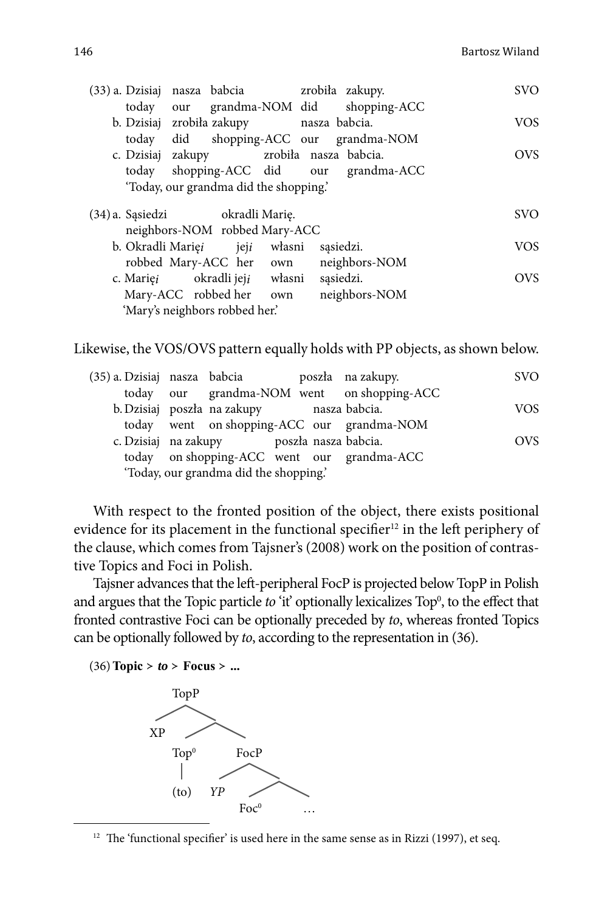(33) a. Dzisiaj nasza babcia zrobiła zakupy. SVO
today our grandma-NOM did shopping-ACC

b. Dzisiaj zrobiła zakupy nasza babcia. VOS
today did shopping-ACC our grandma-NOM

c. Dzisiaj zakupy zrobiła nasza babcia. OVS
today shopping-ACC did our grandma-ACC
'Today, our grandma did the shopping.'

(34) a. Sąsiedzi okradli Marię. SVO
neighbors-NOM robbed Mary-ACC

b. Okradli Marię*i* jej*i* własni sąsiedzi. VOS
robbed Mary-ACC her own neighbors-NOM

c. Marię*i* okradli jej*i* własni sąsiedzi. OVS
Mary-ACC robbed her own neighbors-NOM
'Mary's neighbors robbed her.'

Likewise, the VOS/OVS pattern equally holds with PP objects, as shown below.

(35) a. Dzisiaj nasza babcia poszła na zakupy. SVO
today our grandma-NOM went on shopping-ACC

b. Dzisiaj poszła na zakupy nasza babcia. VOS
today went on shopping-ACC our grandma-NOM

c. Dzisiaj na zakupy poszła nasza babcia. OVS
today on shopping-ACC went our grandma-ACC
'Today, our grandma did the shopping.'

With respect to the fronted position of the object, there exists positional evidence for its placement in the functional specifier[12] in the left periphery of the clause, which comes from Tajsner's (2008) work on the position of contrastive Topics and Foci in Polish.

Tajsner advances that the left-peripheral FocP is projected below TopP in Polish and argues that the Topic particle *to* 'it' optionally lexicalizes Top$^0$, to the effect that fronted contrastive Foci can be optionally preceded by *to*, whereas fronted Topics can be optionally followed by *to*, according to the representation in (36).

(36) **Topic > *to* > Focus > ...**

```
TopP
├── XP
└── 
    ├── Top⁰
    │   └── (to)
    └── FocP
        ├── YP
        └── 
            ├── Foc⁰
            └── …
```

[12] The 'functional specifier' is used here in the same sense as in Rizzi (1997), et seq.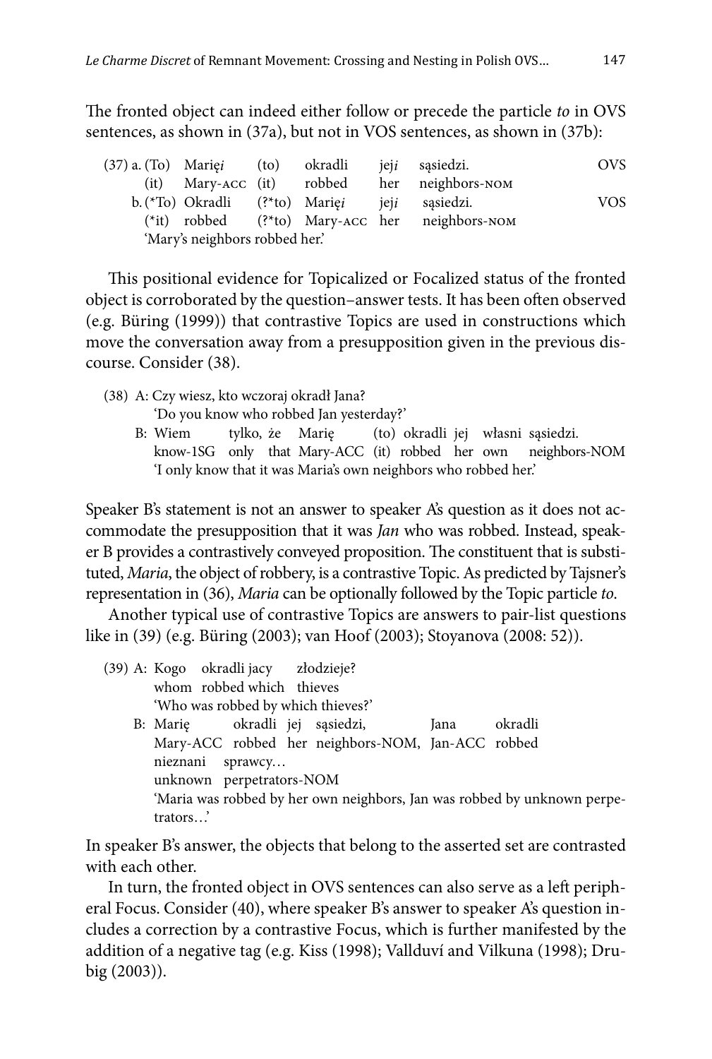The fronted object can indeed either follow or precede the particle *to* in OVS sentences, as shown in (37a), but not in VOS sentences, as shown in (37b):

(37) a. (To) Marię*i* (to) okradli jej*i* sąsiedzi. — OVS
   (it) Mary-ACC (it) robbed her neighbors-NOM
  b. (\*To) Okradli (?\*to) Marię*i* jej*i* sąsiedzi. — VOS
   (\*it) robbed (?\*to) Mary-ACC her neighbors-NOM
   'Mary's neighbors robbed her.'

This positional evidence for Topicalized or Focalized status of the fronted object is corroborated by the question–answer tests. It has been often observed (e.g. Büring (1999)) that contrastive Topics are used in constructions which move the conversation away from a presupposition given in the previous discourse. Consider (38).

(38) A: Czy wiesz, kto wczoraj okradł Jana?
   'Do you know who robbed Jan yesterday?'
  B: Wiem tylko, że Marię (to) okradli jej własni sąsiedzi.
   know-1SG only that Mary-ACC (it) robbed her own neighbors-NOM
   'I only know that it was Maria's own neighbors who robbed her.'

Speaker B's statement is not an answer to speaker A's question as it does not accommodate the presupposition that it was *Jan* who was robbed. Instead, speaker B provides a contrastively conveyed proposition. The constituent that is substituted, *Maria*, the object of robbery, is a contrastive Topic. As predicted by Tajsner's representation in (36), *Maria* can be optionally followed by the Topic particle *to*.

Another typical use of contrastive Topics are answers to pair-list questions like in (39) (e.g. Büring (2003); van Hoof (2003); Stoyanova (2008: 52)).

(39) A: Kogo okradli jacy złodzieje?
   whom robbed which thieves
   'Who was robbed by which thieves?'
  B: Marię okradli jej sąsiedzi, Jana okradli nieznani sprawcy…
   Mary-ACC robbed her neighbors-NOM, Jan-ACC robbed unknown perpetrators-NOM
   'Maria was robbed by her own neighbors, Jan was robbed by unknown perpetrators…'

In speaker B's answer, the objects that belong to the asserted set are contrasted with each other.

In turn, the fronted object in OVS sentences can also serve as a left peripheral Focus. Consider (40), where speaker B's answer to speaker A's question includes a correction by a contrastive Focus, which is further manifested by the addition of a negative tag (e.g. Kiss (1998); Vallduví and Vilkuna (1998); Drubig (2003)).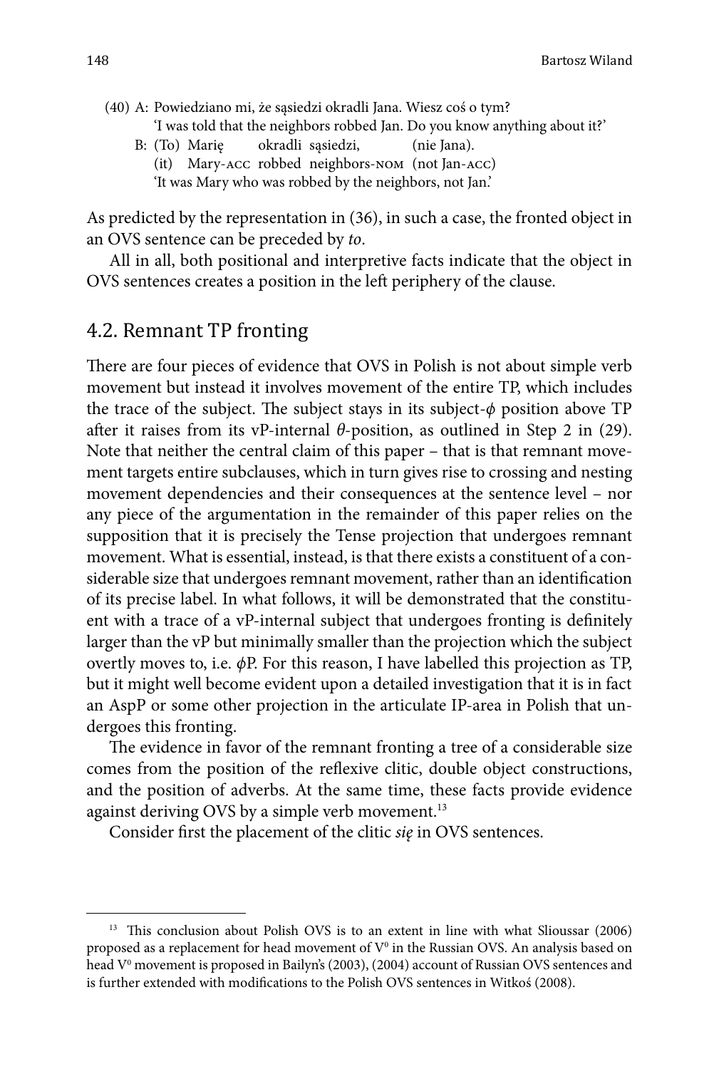(40) A: Powiedziano mi, że sąsiedzi okradli Jana. Wiesz coś o tym?
      'I was told that the neighbors robbed Jan. Do you know anything about it?'
   B: (To) Marię okradli sąsiedzi, (nie Jana).
      (it) Mary-ACC robbed neighbors-NOM (not Jan-ACC)
      'It was Mary who was robbed by the neighbors, not Jan.'

As predicted by the representation in (36), in such a case, the fronted object in an OVS sentence can be preceded by *to*.

All in all, both positional and interpretive facts indicate that the object in OVS sentences creates a position in the left periphery of the clause.

## 4.2. Remnant TP fronting

There are four pieces of evidence that OVS in Polish is not about simple verb movement but instead it involves movement of the entire TP, which includes the trace of the subject. The subject stays in its subject-$\phi$ position above TP after it raises from its vP-internal $\theta$-position, as outlined in Step 2 in (29). Note that neither the central claim of this paper – that is that remnant movement targets entire subclauses, which in turn gives rise to crossing and nesting movement dependencies and their consequences at the sentence level – nor any piece of the argumentation in the remainder of this paper relies on the supposition that it is precisely the Tense projection that undergoes remnant movement. What is essential, instead, is that there exists a constituent of a considerable size that undergoes remnant movement, rather than an identification of its precise label. In what follows, it will be demonstrated that the constituent with a trace of a vP-internal subject that undergoes fronting is definitely larger than the vP but minimally smaller than the projection which the subject overtly moves to, i.e. $\phi$P. For this reason, I have labelled this projection as TP, but it might well become evident upon a detailed investigation that it is in fact an AspP or some other projection in the articulate IP-area in Polish that undergoes this fronting.

The evidence in favor of the remnant fronting a tree of a considerable size comes from the position of the reflexive clitic, double object constructions, and the position of adverbs. At the same time, these facts provide evidence against deriving OVS by a simple verb movement.[13]

Consider first the placement of the clitic *się* in OVS sentences.

[13] This conclusion about Polish OVS is to an extent in line with what Slioussar (2006) proposed as a replacement for head movement of $V^0$ in the Russian OVS. An analysis based on head $V^0$ movement is proposed in Bailyn's (2003), (2004) account of Russian OVS sentences and is further extended with modifications to the Polish OVS sentences in Witkoś (2008).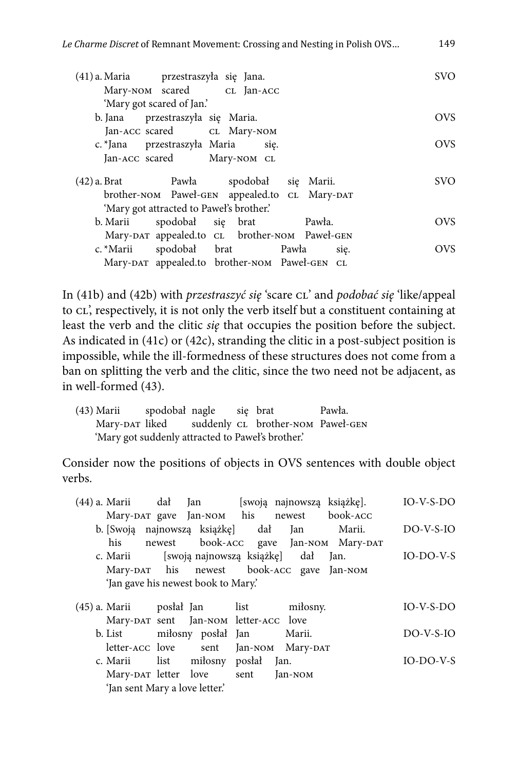(41) a. Maria przestraszyła się Jana. SVO
Mary-NOM scared CL Jan-ACC
'Mary got scared of Jan.'
b. Jana przestraszyła się Maria. OVS
Jan-ACC scared CL Mary-NOM
c. *Jana przestraszyła Maria się. OVS
Jan-ACC scared Mary-NOM CL

(42) a. Brat Pawła spodobał się Marii. SVO
brother-NOM Paweł-GEN appealed.to CL Mary-DAT
'Mary got attracted to Paweł's brother.'
b. Marii spodobał się brat Pawła. OVS
Mary-DAT appealed.to CL brother-NOM Paweł-GEN
c. *Marii spodobał brat Pawła się. OVS
Mary-DAT appealed.to brother-NOM Paweł-GEN CL

In (41b) and (42b) with *przestraszyć się* 'scare CL' and *podobać się* 'like/appeal to CL', respectively, it is not only the verb itself but a constituent containing at least the verb and the clitic *się* that occupies the position before the subject. As indicated in (41c) or (42c), stranding the clitic in a post-subject position is impossible, while the ill-formedness of these structures does not come from a ban on splitting the verb and the clitic, since the two need not be adjacent, as in well-formed (43).

(43) Marii spodobał nagle się brat Pawła.
Mary-DAT liked suddenly CL brother-NOM Paweł-GEN
'Mary got suddenly attracted to Paweł's brother.'

Consider now the positions of objects in OVS sentences with double object verbs.

(44) a. Marii dał Jan [swoją najnowszą książkę]. IO-V-S-DO
Mary-DAT gave Jan-NOM his newest book-ACC
b. [Swoją najnowszą książkę] dał Jan Marii. DO-V-S-IO
his newest book-ACC gave Jan-NOM Mary-DAT
c. Marii [swoją najnowszą książkę] dał Jan. IO-DO-V-S
Mary-DAT his newest book-ACC gave Jan-NOM
'Jan gave his newest book to Mary.'

(45) a. Marii posłał Jan list miłosny. IO-V-S-DO
Mary-DAT sent Jan-NOM letter-ACC love
b. List miłosny posłał Jan Marii. DO-V-S-IO
letter-ACC love sent Jan-NOM Mary-DAT
c. Marii list miłosny posłał Jan. IO-DO-V-S
Mary-DAT letter love sent Jan-NOM
'Jan sent Mary a love letter.'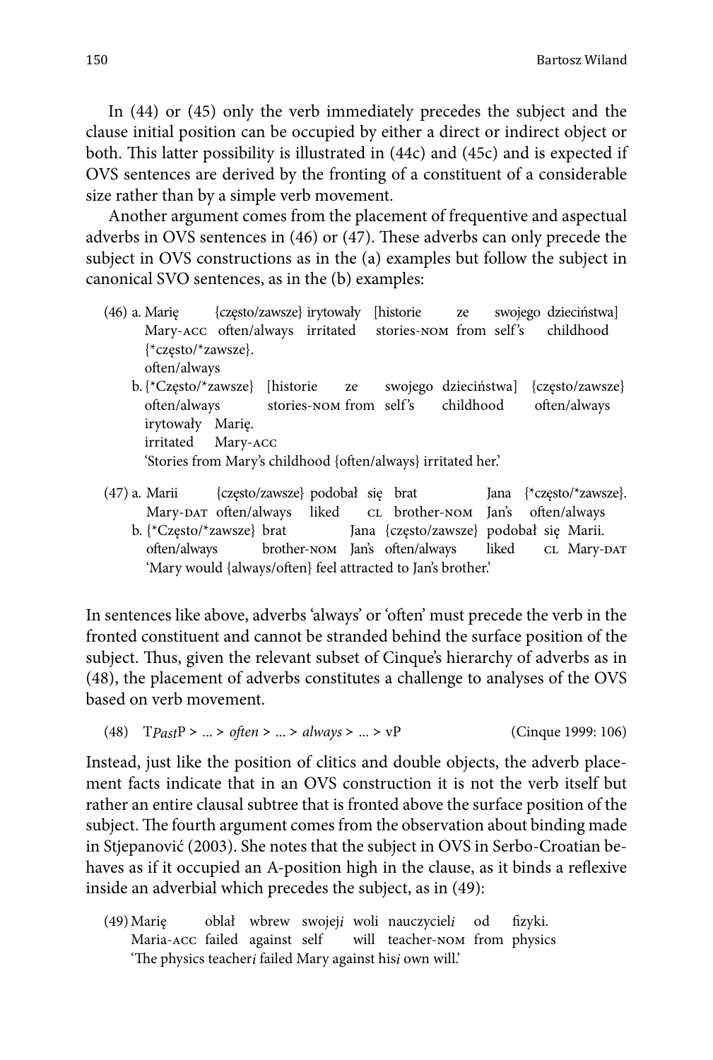In (44) or (45) only the verb immediately precedes the subject and the clause initial position can be occupied by either a direct or indirect object or both. This latter possibility is illustrated in (44c) and (45c) and is expected if OVS sentences are derived by the fronting of a constituent of a considerable size rather than by a simple verb movement.

Another argument comes from the placement of frequentive and aspectual adverbs in OVS sentences in (46) or (47). These adverbs can only precede the subject in OVS constructions as in the (a) examples but follow the subject in canonical SVO sentences, as in the (b) examples:

(46) a. Marię {często/zawsze} irytowały [historie ze swojego dzieciństwa] {*często/*zawsze}.
     Mary-ACC often/always irritated stories-NOM from self's childhood often/always

  b. {*Często/*zawsze} [historie ze swojego dzieciństwa] {często/zawsze} irytowały Marię.
     often/always stories-NOM from self's childhood often/always irritated Mary-ACC
     'Stories from Mary's childhood {often/always} irritated her.'

(47) a. Marii {często/zawsze} podobał się brat Jana {*często/*zawsze}.
     Mary-DAT often/always liked CL brother-NOM Jan's often/always

  b. {*Często/*zawsze} brat Jana {często/zawsze} podobał się Marii.
     often/always brother-NOM Jan's often/always liked CL Mary-DAT
     'Mary would {always/often} feel attracted to Jan's brother.'

In sentences like above, adverbs 'always' or 'often' must precede the verb in the fronted constituent and cannot be stranded behind the surface position of the subject. Thus, given the relevant subset of Cinque's hierarchy of adverbs as in (48), the placement of adverbs constitutes a challenge to analyses of the OVS based on verb movement.

(48) T*Past*P > ... > *often* > ... > *always* > ... > vP (Cinque 1999: 106)

Instead, just like the position of clitics and double objects, the adverb placement facts indicate that in an OVS construction it is not the verb itself but rather an entire clausal subtree that is fronted above the surface position of the subject. The fourth argument comes from the observation about binding made in Stjepanović (2003). She notes that the subject in OVS in Serbo-Croatian behaves as if it occupied an A-position high in the clause, as it binds a reflexive inside an adverbial which precedes the subject, as in (49):

(49) Marię oblał wbrew swojej*i* woli nauczyciel*i* od fizyki.
     Maria-ACC failed against self will teacher-NOM from physics
     'The physics teacher*i* failed Mary against his*i* own will.'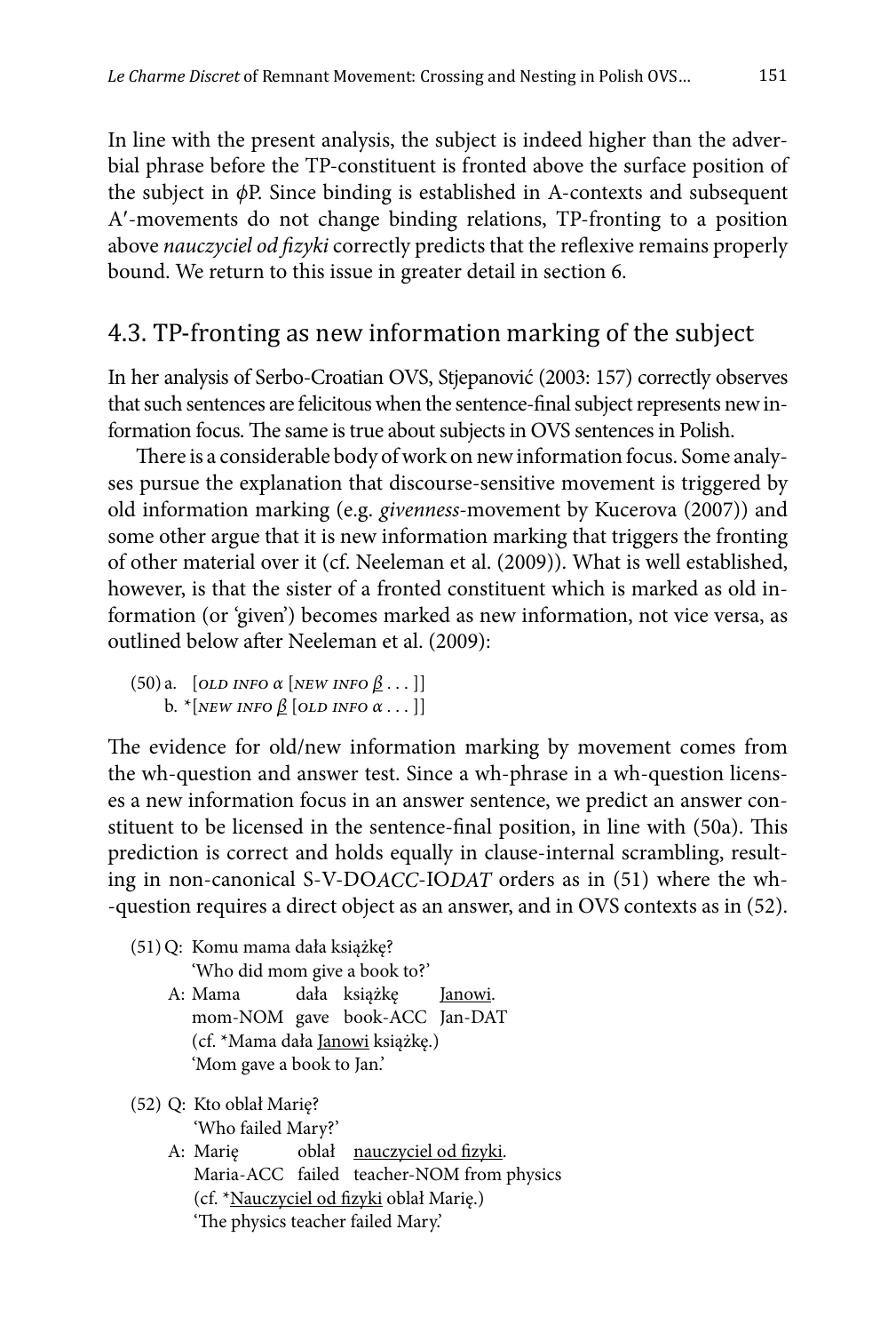In line with the present analysis, the subject is indeed higher than the adverbial phrase before the TP-constituent is fronted above the surface position of the subject in $\phi$P. Since binding is established in A-contexts and subsequent A′-movements do not change binding relations, TP-fronting to a position above *nauczyciel od fizyki* correctly predicts that the reflexive remains properly bound. We return to this issue in greater detail in section 6.

## 4.3. TP-fronting as new information marking of the subject

In her analysis of Serbo-Croatian OVS, Stjepanović (2003: 157) correctly observes that such sentences are felicitous when the sentence-final subject represents new information focus. The same is true about subjects in OVS sentences in Polish.

There is a considerable body of work on new information focus. Some analyses pursue the explanation that discourse-sensitive movement is triggered by old information marking (e.g. *givenness*-movement by Kucerova (2007)) and some other argue that it is new information marking that triggers the fronting of other material over it (cf. Neeleman et al. (2009)). What is well established, however, is that the sister of a fronted constituent which is marked as old information (or 'given') becomes marked as new information, not vice versa, as outlined below after Neeleman et al. (2009):

(50) a. [OLD INFO $\alpha$ [NEW INFO $\underline{\beta}$ . . . ]]
b. *[NEW INFO $\underline{\beta}$ [OLD INFO $\alpha$ . . . ]]

The evidence for old/new information marking by movement comes from the wh-question and answer test. Since a wh-phrase in a wh-question licenses a new information focus in an answer sentence, we predict an answer constituent to be licensed in the sentence-final position, in line with (50a). This prediction is correct and holds equally in clause-internal scrambling, resulting in non-canonical S-V-DO*ACC*-IO*DAT* orders as in (51) where the wh-question requires a direct object as an answer, and in OVS contexts as in (52).

(51) Q: Komu mama dała książkę?
'Who did mom give a book to?'
A: Mama dała książkę <u>Janowi</u>.
mom-NOM gave book-ACC Jan-DAT
(cf. *Mama dała <u>Janowi</u> książkę.)
'Mom gave a book to Jan.'

(52) Q: Kto oblał Marię?
'Who failed Mary?'
A: Marię oblał <u>nauczyciel od fizyki</u>.
Maria-ACC failed teacher-NOM from physics
(cf. *<u>Nauczyciel od fizyki</u> oblał Marię.)
'The physics teacher failed Mary.'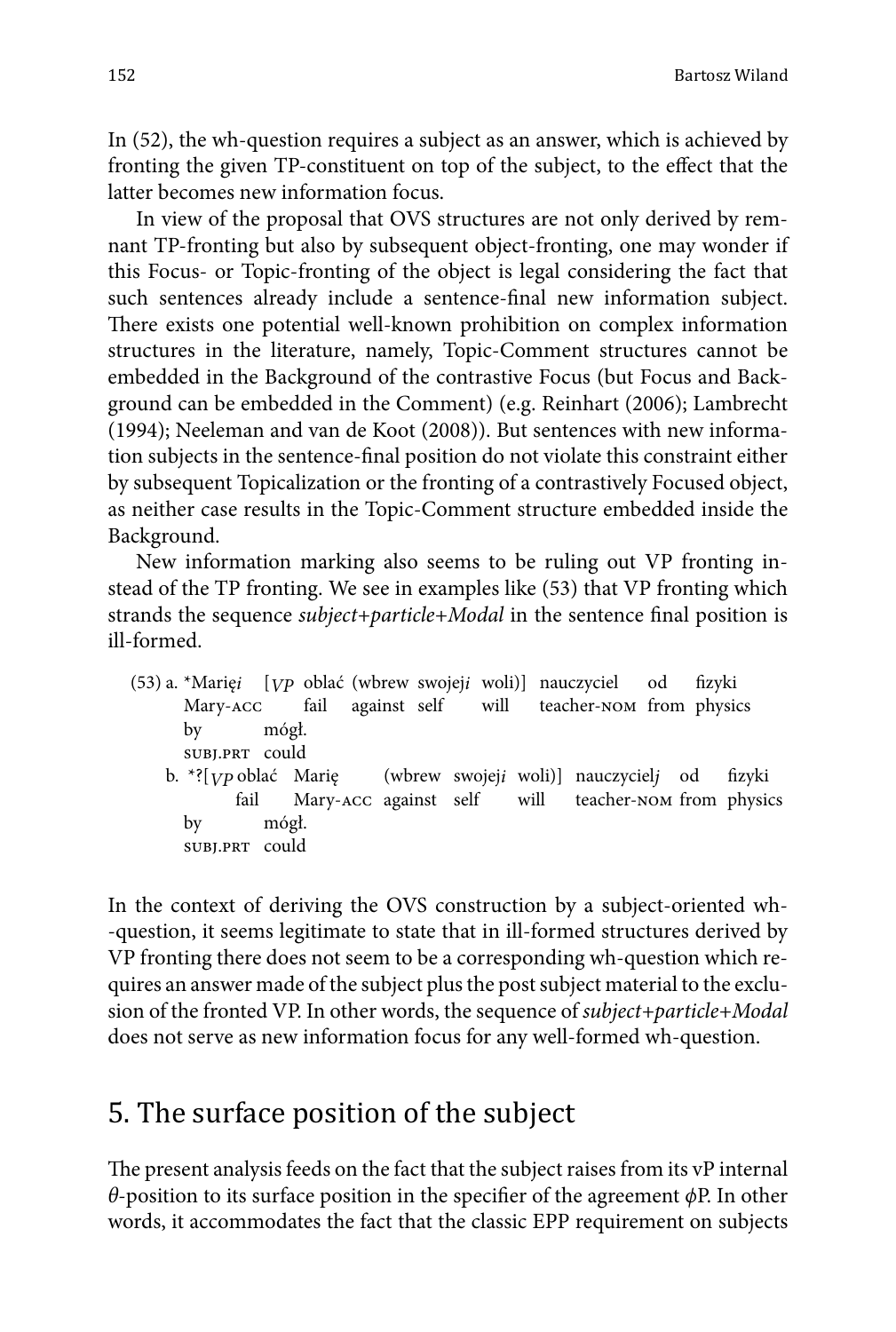In (52), the wh-question requires a subject as an answer, which is achieved by fronting the given TP-constituent on top of the subject, to the effect that the latter becomes new information focus.

In view of the proposal that OVS structures are not only derived by remnant TP-fronting but also by subsequent object-fronting, one may wonder if this Focus- or Topic-fronting of the object is legal considering the fact that such sentences already include a sentence-final new information subject. There exists one potential well-known prohibition on complex information structures in the literature, namely, Topic-Comment structures cannot be embedded in the Background of the contrastive Focus (but Focus and Background can be embedded in the Comment) (e.g. Reinhart (2006); Lambrecht (1994); Neeleman and van de Koot (2008)). But sentences with new information subjects in the sentence-final position do not violate this constraint either by subsequent Topicalization or the fronting of a contrastively Focused object, as neither case results in the Topic-Comment structure embedded inside the Background.

New information marking also seems to be ruling out VP fronting instead of the TP fronting. We see in examples like (53) that VP fronting which strands the sequence *subject+particle+Modal* in the sentence final position is ill-formed.

(53) a. \*Marię*i* [*VP* oblać (wbrew swojej*i* woli)] nauczyciel od fizyki by mógł.
  Mary-ACC fail against self will teacher-NOM from physics SUBJ.PRT could

b. \*?[*VP* oblać Marię (wbrew swojej*i* woli)] nauczyciel*j* od fizyki by mógł.
  fail Mary-ACC against self will teacher-NOM from physics SUBJ.PRT could

In the context of deriving the OVS construction by a subject-oriented wh--question, it seems legitimate to state that in ill-formed structures derived by VP fronting there does not seem to be a corresponding wh-question which requires an answer made of the subject plus the post subject material to the exclusion of the fronted VP. In other words, the sequence of *subject+particle+Modal* does not serve as new information focus for any well-formed wh-question.

## 5. The surface position of the subject

The present analysis feeds on the fact that the subject raises from its vP internal $\theta$-position to its surface position in the specifier of the agreement $\phi$P. In other words, it accommodates the fact that the classic EPP requirement on subjects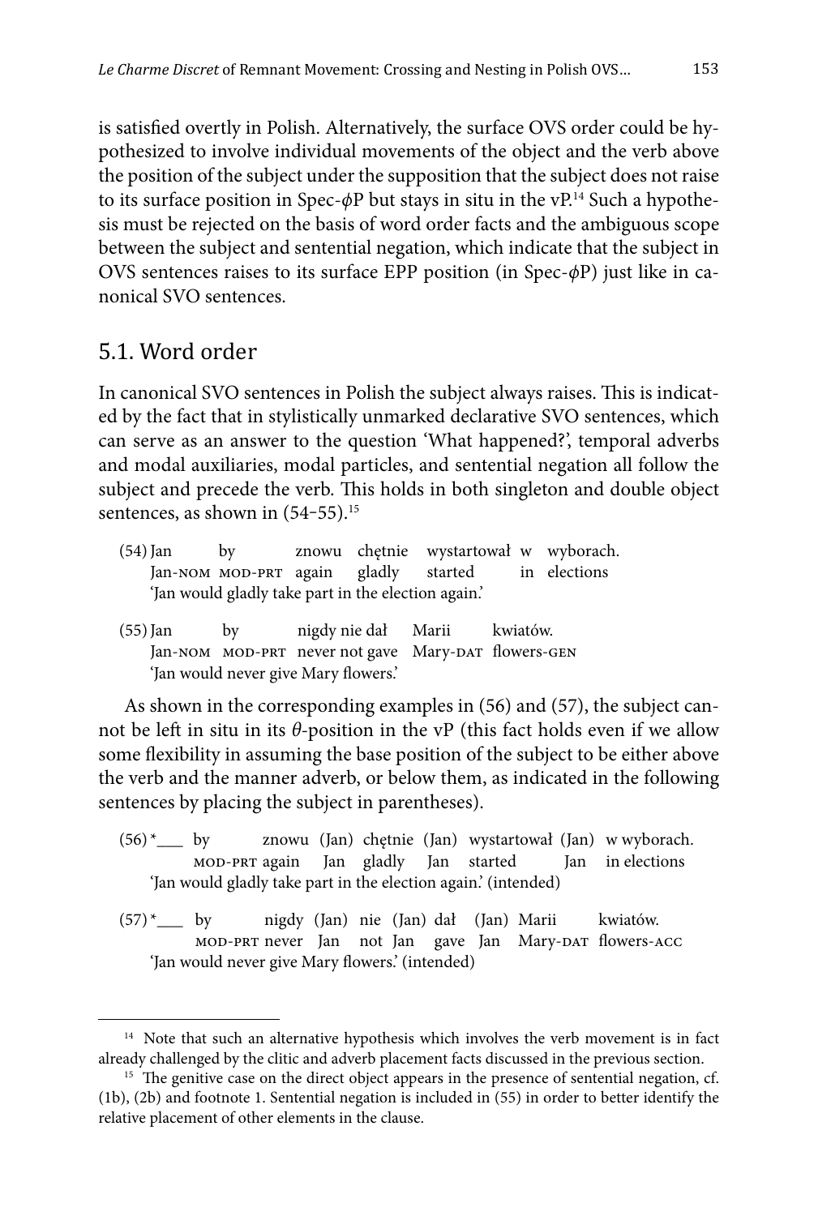is satisfied overtly in Polish. Alternatively, the surface OVS order could be hypothesized to involve individual movements of the object and the verb above the position of the subject under the supposition that the subject does not raise to its surface position in Spec-$\phi$P but stays in situ in the vP.[14] Such a hypothesis must be rejected on the basis of word order facts and the ambiguous scope between the subject and sentential negation, which indicate that the subject in OVS sentences raises to its surface EPP position (in Spec-$\phi$P) just like in canonical SVO sentences.

## 5.1. Word order

In canonical SVO sentences in Polish the subject always raises. This is indicated by the fact that in stylistically unmarked declarative SVO sentences, which can serve as an answer to the question 'What happened?', temporal adverbs and modal auxiliaries, modal particles, and sentential negation all follow the subject and precede the verb. This holds in both singleton and double object sentences, as shown in (54–55).[15]

(54) Jan by znowu chętnie wystartował w wyborach.
Jan-NOM MOD-PRT again gladly started in elections
'Jan would gladly take part in the election again.'

(55) Jan by nigdy nie dał Marii kwiatów.
Jan-NOM MOD-PRT never not gave Mary-DAT flowers-GEN
'Jan would never give Mary flowers.'

As shown in the corresponding examples in (56) and (57), the subject cannot be left in situ in its $\theta$-position in the vP (this fact holds even if we allow some flexibility in assuming the base position of the subject to be either above the verb and the manner adverb, or below them, as indicated in the following sentences by placing the subject in parentheses).

(56) *\_\_\_ by znowu (Jan) chętnie (Jan) wystartował (Jan) w wyborach.
MOD-PRT again Jan gladly Jan started Jan in elections
'Jan would gladly take part in the election again.' (intended)

(57) *\_\_\_ by nigdy (Jan) nie (Jan) dał (Jan) Marii kwiatów.
MOD-PRT never Jan not Jan gave Jan Mary-DAT flowers-ACC
'Jan would never give Mary flowers.' (intended)

---

[14] Note that such an alternative hypothesis which involves the verb movement is in fact already challenged by the clitic and adverb placement facts discussed in the previous section.

[15] The genitive case on the direct object appears in the presence of sentential negation, cf. (1b), (2b) and footnote 1. Sentential negation is included in (55) in order to better identify the relative placement of other elements in the clause.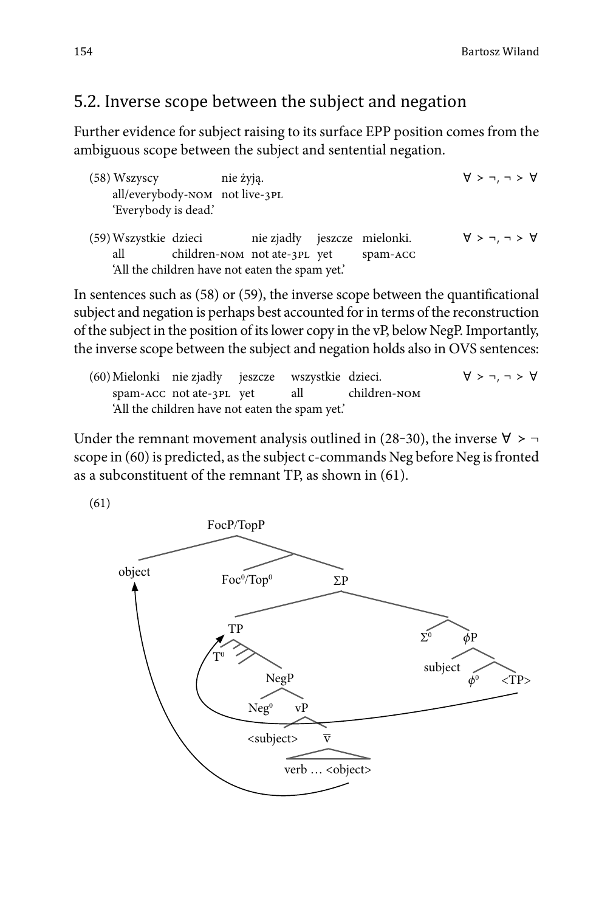## 5.2. Inverse scope between the subject and negation

Further evidence for subject raising to its surface EPP position comes from the ambiguous scope between the subject and sentential negation.

(58) Wszyscy nie żyją. ∀ > ¬, ¬ > ∀
all/everybody-NOM not live-3PL
'Everybody is dead.'

(59) Wszystkie dzieci nie zjadły jeszcze mielonki. ∀ > ¬, ¬ > ∀
all children-NOM not ate-3PL yet spam-ACC
'All the children have not eaten the spam yet.'

In sentences such as (58) or (59), the inverse scope between the quantificational subject and negation is perhaps best accounted for in terms of the reconstruction of the subject in the position of its lower copy in the vP, below NegP. Importantly, the inverse scope between the subject and negation holds also in OVS sentences:

(60) Mielonki nie zjadły jeszcze wszystkie dzieci. ∀ > ¬, ¬ > ∀
spam-ACC not ate-3PL yet all children-NOM
'All the children have not eaten the spam yet.'

Under the remnant movement analysis outlined in (28–30), the inverse ∀ > ¬ scope in (60) is predicted, as the subject c-commands Neg before Neg is fronted as a subconstituent of the remnant TP, as shown in (61).

(61)

```
[FocP/TopP object [ Foc⁰/Top⁰ [ΣP [TP T⁰ [NegP Neg⁰ [vP <subject> [v̄ verb … <object>]]]] [ Σ⁰ [ϕP subject [ ϕ⁰ <TP> ]]]]]]
```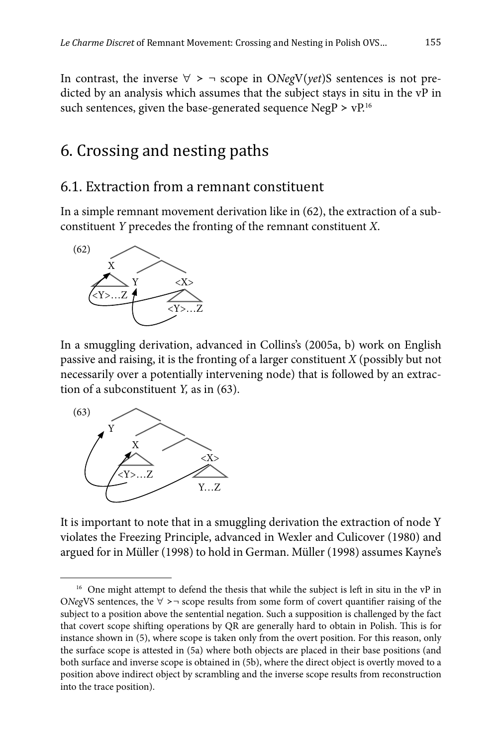In contrast, the inverse ∀ > ¬ scope in O*Neg*V(*yet*)S sentences is not predicted by an analysis which assumes that the subject stays in situ in the vP in such sentences, given the base-generated sequence NegP > vP.[16]

## 6. Crossing and nesting paths

### 6.1. Extraction from a remnant constituent

In a simple remnant movement derivation like in (62), the extraction of a subconstituent *Y* precedes the fronting of the remnant constituent *X*.

(62) [tree diagram: X [<Y>…Z] Y <X> [<Y>…Z]]

In a smuggling derivation, advanced in Collins's (2005a, b) work on English passive and raising, it is the fronting of a larger constituent *X* (possibly but not necessarily over a potentially intervening node) that is followed by an extraction of a subconstituent *Y,* as in (63).

(63) [tree diagram: Y X [<Y>…Z] <X> [Y…Z]]

It is important to note that in a smuggling derivation the extraction of node Y violates the Freezing Principle, advanced in Wexler and Culicover (1980) and argued for in Müller (1998) to hold in German. Müller (1998) assumes Kayne's

---

[16] One might attempt to defend the thesis that while the subject is left in situ in the vP in O*Neg*VS sentences, the ∀ >¬ scope results from some form of covert quantifier raising of the subject to a position above the sentential negation. Such a supposition is challenged by the fact that covert scope shifting operations by QR are generally hard to obtain in Polish. This is for instance shown in (5), where scope is taken only from the overt position. For this reason, only the surface scope is attested in (5a) where both objects are placed in their base positions (and both surface and inverse scope is obtained in (5b), where the direct object is overtly moved to a position above indirect object by scrambling and the inverse scope results from reconstruction into the trace position).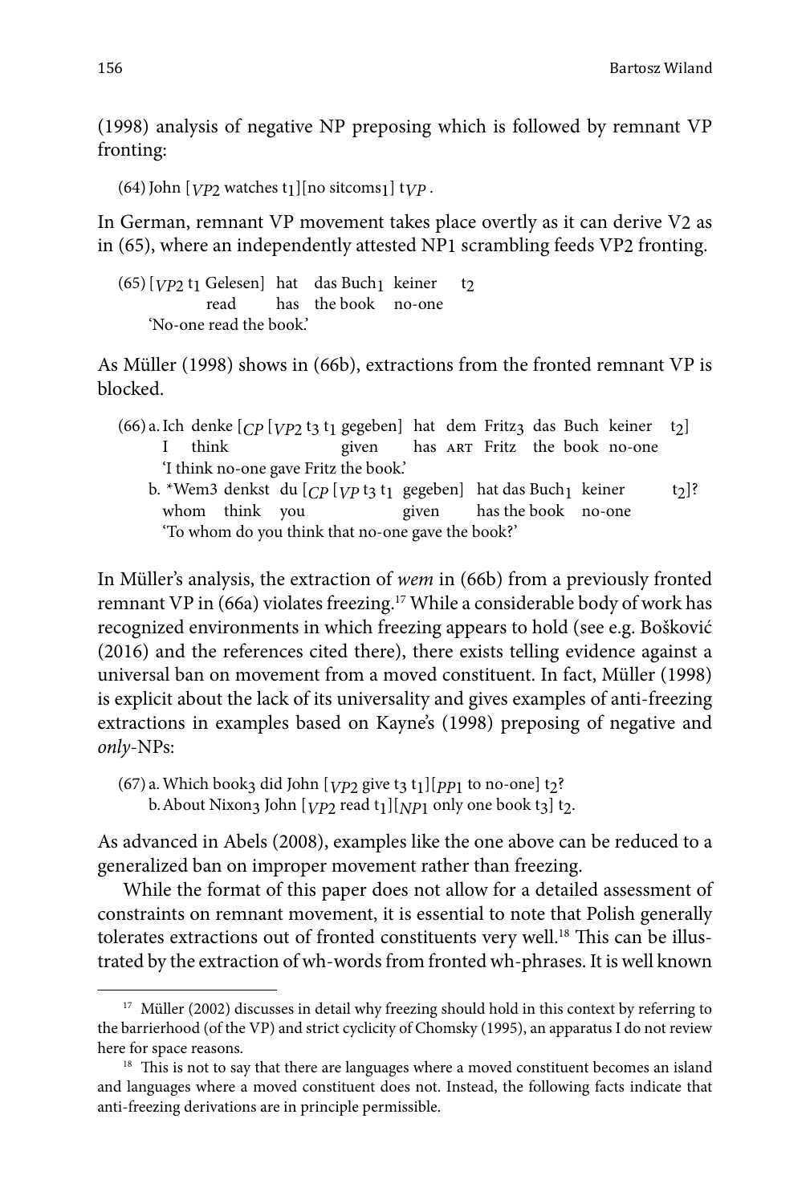(1998) analysis of negative NP preposing which is followed by remnant VP fronting:

(64) John [$_{VP2}$ watches t$_1$][no sitcoms$_1$] t$_{VP}$.

In German, remnant VP movement takes place overtly as it can derive V2 as in (65), where an independently attested NP1 scrambling feeds VP2 fronting.

(65) [$_{VP2}$ t$_1$ Gelesen] hat das Buch$_1$ keiner t$_2$
read has the book no-one
'No-one read the book.'

As Müller (1998) shows in (66b), extractions from the fronted remnant VP is blocked.

(66) a. Ich denke [$_{CP}$ [$_{VP2}$ t$_3$ t$_1$ gegeben] hat dem Fritz$_3$ das Buch keiner t$_2$]
I think given has ART Fritz the book no-one
'I think no-one gave Fritz the book.'

b. \*Wem3 denkst du [$_{CP}$ [$_{VP}$ t$_3$ t$_1$ gegeben] hat das Buch$_1$ keiner t$_2$]?
whom think you given has the book no-one
'To whom do you think that no-one gave the book?'

In Müller's analysis, the extraction of *wem* in (66b) from a previously fronted remnant VP in (66a) violates freezing.[17] While a considerable body of work has recognized environments in which freezing appears to hold (see e.g. Bošković (2016) and the references cited there), there exists telling evidence against a universal ban on movement from a moved constituent. In fact, Müller (1998) is explicit about the lack of its universality and gives examples of anti-freezing extractions in examples based on Kayne's (1998) preposing of negative and *only*-NPs:

(67) a. Which book$_3$ did John [$_{VP2}$ give t$_3$ t$_1$][$_{PP1}$ to no-one] t$_2$?
b. About Nixon$_3$ John [$_{VP2}$ read t$_1$][$_{NP1}$ only one book t$_3$] t$_2$.

As advanced in Abels (2008), examples like the one above can be reduced to a generalized ban on improper movement rather than freezing.

While the format of this paper does not allow for a detailed assessment of constraints on remnant movement, it is essential to note that Polish generally tolerates extractions out of fronted constituents very well.[18] This can be illustrated by the extraction of wh-words from fronted wh-phrases. It is well known

---

[17] Müller (2002) discusses in detail why freezing should hold in this context by referring to the barrierhood (of the VP) and strict cyclicity of Chomsky (1995), an apparatus I do not review here for space reasons.

[18] This is not to say that there are languages where a moved constituent becomes an island and languages where a moved constituent does not. Instead, the following facts indicate that anti-freezing derivations are in principle permissible.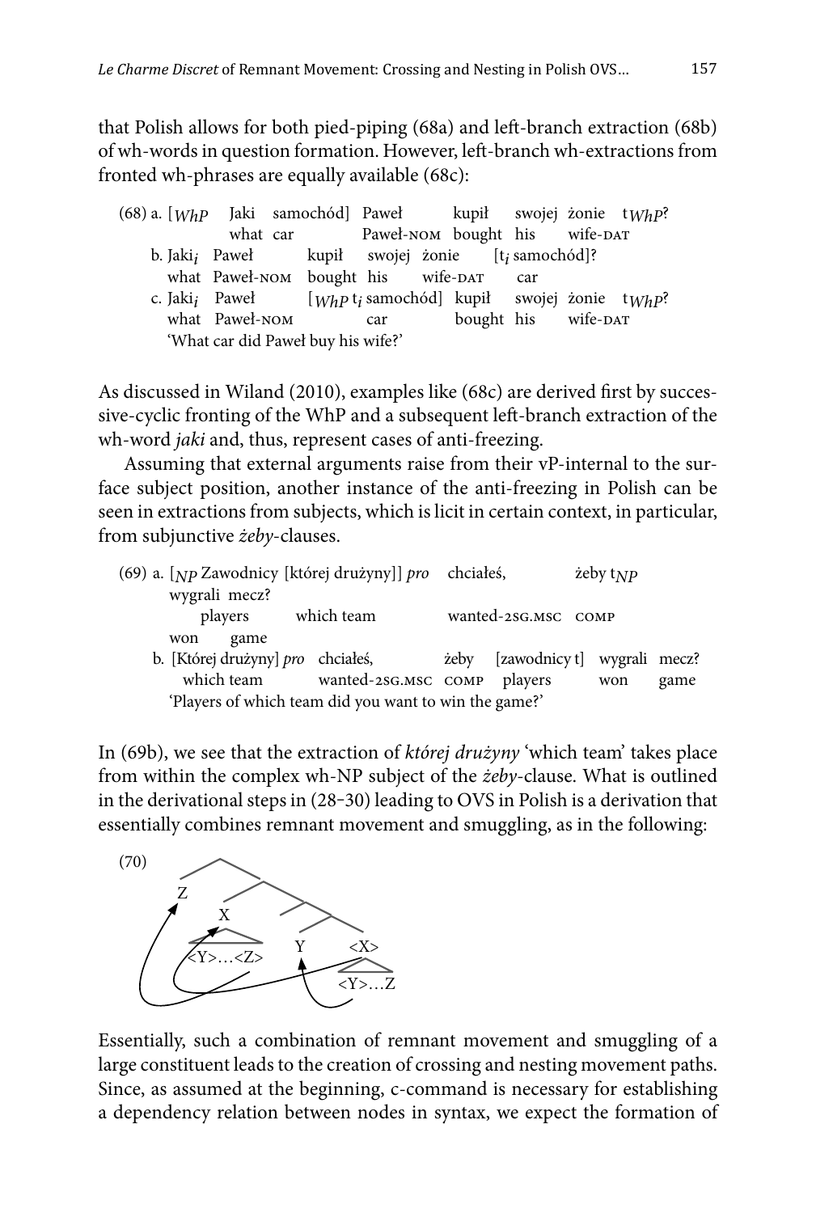that Polish allows for both pied-piping (68a) and left-branch extraction (68b) of wh-words in question formation. However, left-branch wh-extractions from fronted wh-phrases are equally available (68c):

(68) a. [$_{WhP}$ Jaki samochód] Paweł kupił swojej żonie $t_{WhP}$?
what car Paweł-NOM bought his wife-DAT

b. Jaki$_i$ Paweł kupił swojej żonie [$t_i$ samochód]?
what Paweł-NOM bought his wife-DAT car

c. Jaki$_i$ Paweł [$_{WhP}$ $t_i$ samochód] kupił swojej żonie $t_{WhP}$?
what Paweł-NOM car bought his wife-DAT
'What car did Paweł buy his wife?'

As discussed in Wiland (2010), examples like (68c) are derived first by successive-cyclic fronting of the WhP and a subsequent left-branch extraction of the wh-word *jaki* and, thus, represent cases of anti-freezing.

Assuming that external arguments raise from their vP-internal to the surface subject position, another instance of the anti-freezing in Polish can be seen in extractions from subjects, which is licit in certain context, in particular, from subjunctive *żeby*-clauses.

(69) a. [$_{NP}$ Zawodnicy [której drużyny]] *pro* chciałeś, żeby $t_{NP}$ wygrali mecz?
players which team wanted-2SG.MSC COMP won game

b. [Której drużyny] *pro* chciałeś, żeby [zawodnicy t] wygrali mecz?
which team wanted-2SG.MSC COMP players won game
'Players of which team did you want to win the game?'

In (69b), we see that the extraction of *której drużyny* 'which team' takes place from within the complex wh-NP subject of the *żeby*-clause. What is outlined in the derivational steps in (28–30) leading to OVS in Polish is a derivation that essentially combines remnant movement and smuggling, as in the following:

(70) [Tree diagram: Z, X [<Y>…<Z>], Y, <X> [<Y>…Z], with arrows showing movement of Z, X, and Y]

Essentially, such a combination of remnant movement and smuggling of a large constituent leads to the creation of crossing and nesting movement paths. Since, as assumed at the beginning, c-command is necessary for establishing a dependency relation between nodes in syntax, we expect the formation of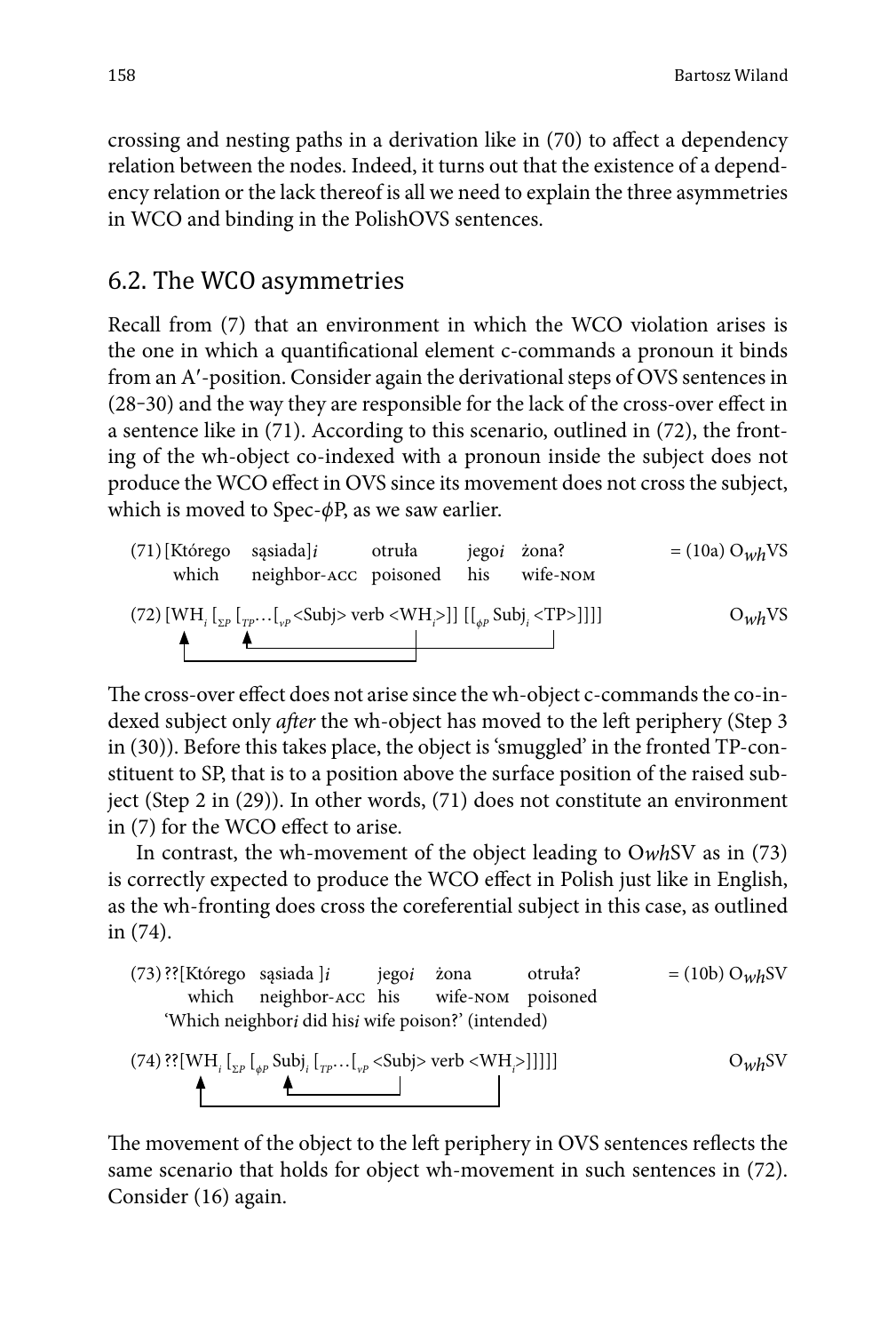crossing and nesting paths in a derivation like in (70) to affect a dependency relation between the nodes. Indeed, it turns out that the existence of a dependency relation or the lack thereof is all we need to explain the three asymmetries in WCO and binding in the PolishOVS sentences.

## 6.2. The WCO asymmetries

Recall from (7) that an environment in which the WCO violation arises is the one in which a quantificational element c-commands a pronoun it binds from an A′-position. Consider again the derivational steps of OVS sentences in (28–30) and the way they are responsible for the lack of the cross-over effect in a sentence like in (71). According to this scenario, outlined in (72), the fronting of the wh-object co-indexed with a pronoun inside the subject does not produce the WCO effect in OVS since its movement does not cross the subject, which is moved to Spec-$\phi$P, as we saw earlier.

(71) [Którego sąsiada]*i* otruła jego*i* żona? = (10a) O*wh*VS
which neighbor-ACC poisoned his wife-NOM

(72) [WH$_i$ [$_{\Sigma P}$ [$_{TP}$…[$_{vP}$ <Subj> verb <WH$_i$>]] [[$_{\phi P}$ Subj$_i$ <TP>]]]] O*wh*VS

The cross-over effect does not arise since the wh-object c-commands the co-indexed subject only *after* the wh-object has moved to the left periphery (Step 3 in (30)). Before this takes place, the object is 'smuggled' in the fronted TP-constituent to SP, that is to a position above the surface position of the raised subject (Step 2 in (29)). In other words, (71) does not constitute an environment in (7) for the WCO effect to arise.

In contrast, the wh-movement of the object leading to O*wh*SV as in (73) is correctly expected to produce the WCO effect in Polish just like in English, as the wh-fronting does cross the coreferential subject in this case, as outlined in (74).

(73) ??[Którego sąsiada ]*i* jego*i* żona otruła? = (10b) O*wh*SV
which neighbor-ACC his wife-NOM poisoned
'Which neighbor*i* did his*i* wife poison?' (intended)

(74) ??[WH$_i$ [$_{\Sigma P}$ [$_{\phi P}$ Subj$_i$ [$_{TP}$…[$_{vP}$ <Subj> verb <WH$_i$>]]]]] O*wh*SV

The movement of the object to the left periphery in OVS sentences reflects the same scenario that holds for object wh-movement in such sentences in (72). Consider (16) again.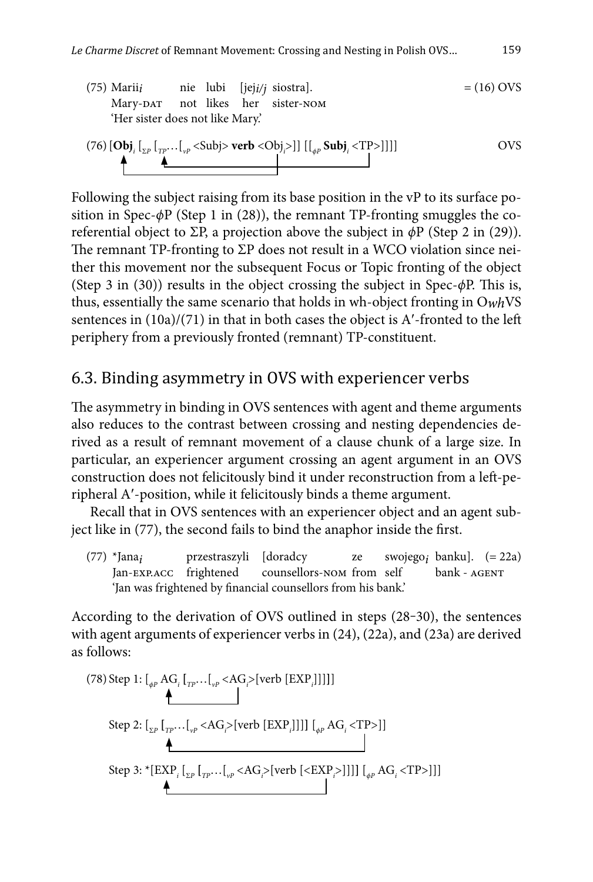(75) Marii*i* nie lubi [jej*i/j* siostra]. = (16) OVS
Mary-DAT not likes her sister-NOM
'Her sister does not like Mary.'

(76) [**Obj**$_i$ [$_{\Sigma P}$ [$_{TP}$…[$_{vP}$ <Subj> **verb** <Obj$_i$>]] [[$_{\phi P}$ **Subj**$_i$ <TP>]]]] OVS

Following the subject raising from its base position in the vP to its surface position in Spec-$\phi$P (Step 1 in (28)), the remnant TP-fronting smuggles the coreferential object to ΣP, a projection above the subject in $\phi$P (Step 2 in (29)). The remnant TP-fronting to ΣP does not result in a WCO violation since neither this movement nor the subsequent Focus or Topic fronting of the object (Step 3 in (30)) results in the object crossing the subject in Spec-$\phi$P. This is, thus, essentially the same scenario that holds in wh-object fronting in O*wh*VS sentences in (10a)/(71) in that in both cases the object is A′-fronted to the left periphery from a previously fronted (remnant) TP-constituent.

## 6.3. Binding asymmetry in OVS with experiencer verbs

The asymmetry in binding in OVS sentences with agent and theme arguments also reduces to the contrast between crossing and nesting dependencies derived as a result of remnant movement of a clause chunk of a large size. In particular, an experiencer argument crossing an agent argument in an OVS construction does not felicitously bind it under reconstruction from a left-peripheral A′-position, while it felicitously binds a theme argument.

Recall that in OVS sentences with an experiencer object and an agent subject like in (77), the second fails to bind the anaphor inside the first.

(77) *Jana*i* przestraszyli [doradcy ze swojego*i* banku]. (= 22a)
Jan-EXP.ACC frightened counsellors-NOM from self bank - AGENT
'Jan was frightened by financial counsellors from his bank.'

According to the derivation of OVS outlined in steps (28–30), the sentences with agent arguments of experiencer verbs in (24), (22a), and (23a) are derived as follows:

(78) Step 1: [$_{\phi P}$ AG$_i$ [$_{TP}$…[$_{vP}$ <AG$_i$>[verb [EXP$_i$]]]]]

Step 2: [$_{\Sigma P}$ [$_{TP}$…[$_{vP}$ <AG$_i$>[verb [EXP$_i$]]]] [$_{\phi P}$ AG$_i$ <TP>]]

Step 3: *[EXP$_i$ [$_{\Sigma P}$ [$_{TP}$…[$_{vP}$ <AG$_i$>[verb [<EXP$_i$>]]]] [$_{\phi P}$ AG$_i$ <TP>]]]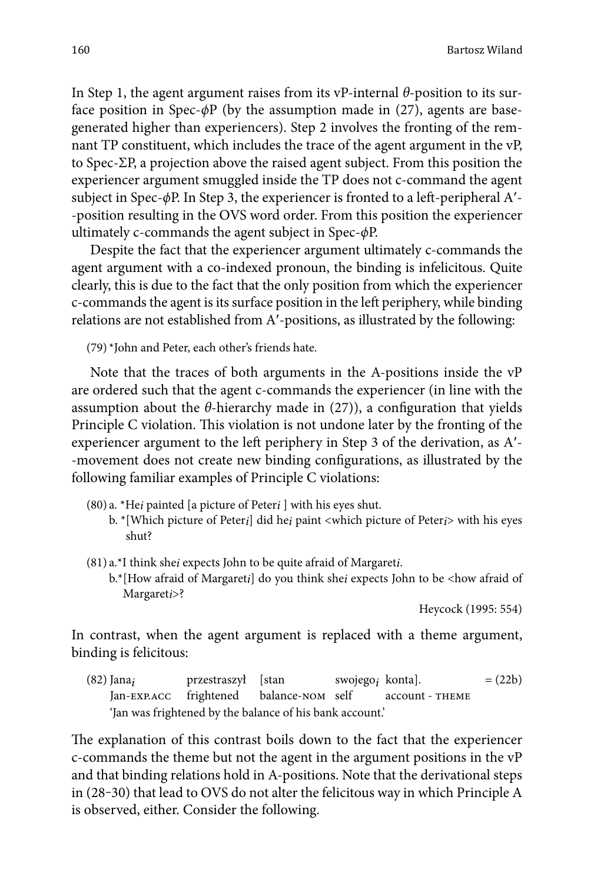In Step 1, the agent argument raises from its vP-internal $\theta$-position to its surface position in Spec-$\phi$P (by the assumption made in (27), agents are base-generated higher than experiencers). Step 2 involves the fronting of the remnant TP constituent, which includes the trace of the agent argument in the vP, to Spec-ΣP, a projection above the raised agent subject. From this position the experiencer argument smuggled inside the TP does not c-command the agent subject in Spec-$\phi$P. In Step 3, the experiencer is fronted to a left-peripheral A′--position resulting in the OVS word order. From this position the experiencer ultimately c-commands the agent subject in Spec-$\phi$P.

Despite the fact that the experiencer argument ultimately c-commands the agent argument with a co-indexed pronoun, the binding is infelicitous. Quite clearly, this is due to the fact that the only position from which the experiencer c-commands the agent is its surface position in the left periphery, while binding relations are not established from A′-positions, as illustrated by the following:

(79) *John and Peter, each other's friends hate.

Note that the traces of both arguments in the A-positions inside the vP are ordered such that the agent c-commands the experiencer (in line with the assumption about the $\theta$-hierarchy made in (27)), a configuration that yields Principle C violation. This violation is not undone later by the fronting of the experiencer argument to the left periphery in Step 3 of the derivation, as A′--movement does not create new binding configurations, as illustrated by the following familiar examples of Principle C violations:

(80) a. *He*i* painted [a picture of Peter*i* ] with his eyes shut.
     b. *[Which picture of Peter*i*] did he*i* paint <which picture of Peter*i*> with his eyes shut?

(81) a.*I think she*i* expects John to be quite afraid of Margaret*i*.
     b.*[How afraid of Margaret*i*] do you think she*i* expects John to be <how afraid of Margaret*i*>?

Heycock (1995: 554)

In contrast, when the agent argument is replaced with a theme argument, binding is felicitous:

(82) Jana$_i$ przestraszył [stan swojego$_i$ konta]. = (22b)
     Jan-EXP.ACC frightened balance-NOM self account - THEME
     'Jan was frightened by the balance of his bank account.'

The explanation of this contrast boils down to the fact that the experiencer c-commands the theme but not the agent in the argument positions in the vP and that binding relations hold in A-positions. Note that the derivational steps in (28–30) that lead to OVS do not alter the felicitous way in which Principle A is observed, either. Consider the following.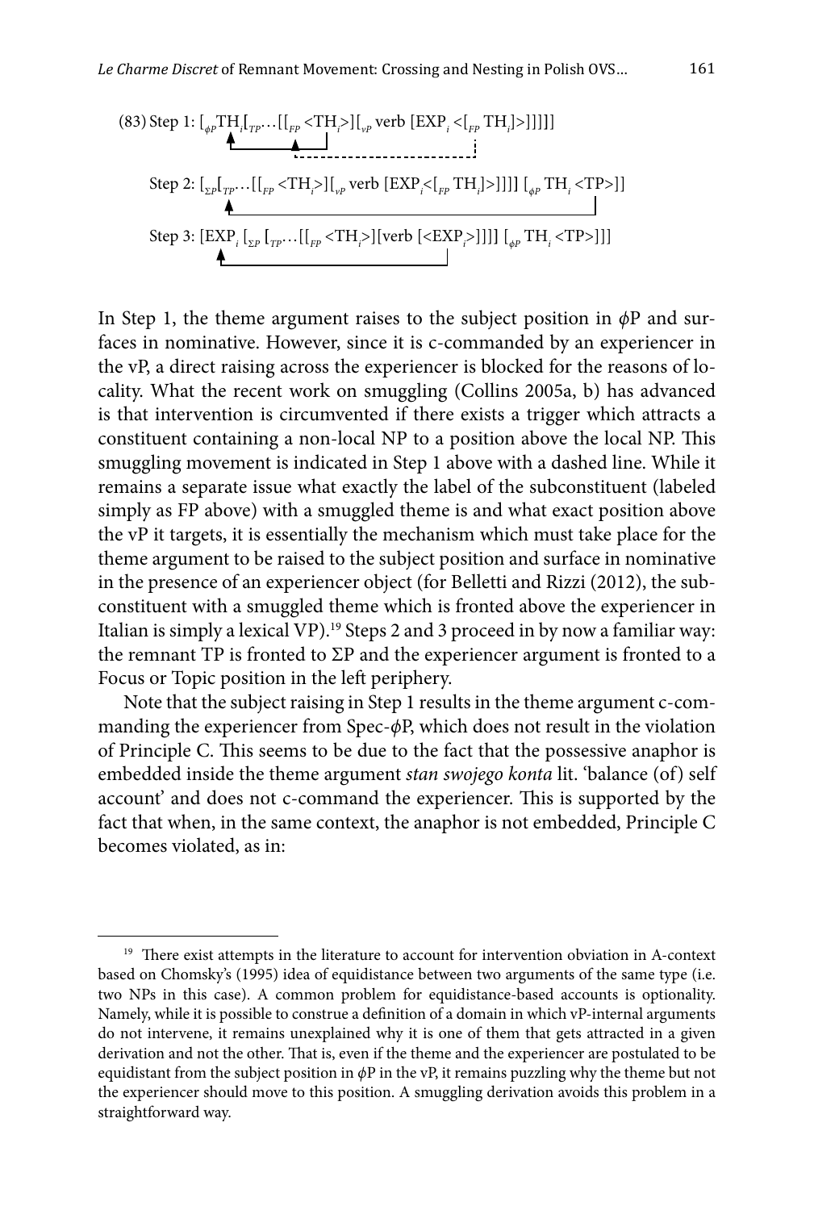(83) Step 1: [$_{\phi P}$TH$_i$[$_{TP}$…[[$_{FP}$ <TH$_i$>][$_{vP}$ verb [EXP$_i$ <[$_{FP}$ TH$_i$]>]]]]]

Step 2: [$_{\Sigma P}$[$_{TP}$…[[$_{FP}$ <TH$_i$>][$_{vP}$ verb [EXP$_i$<[$_{FP}$ TH$_i$]>]]]]] [$_{\phi P}$ TH$_i$ <TP>]]

Step 3: [EXP$_i$ [$_{\Sigma P}$ [$_{TP}$…[[$_{FP}$ <TH$_i$>][verb [<EXP$_i$>]]]]] [$_{\phi P}$ TH$_i$ <TP>]]]

In Step 1, the theme argument raises to the subject position in $\phi$P and surfaces in nominative. However, since it is c-commanded by an experiencer in the vP, a direct raising across the experiencer is blocked for the reasons of locality. What the recent work on smuggling (Collins 2005a, b) has advanced is that intervention is circumvented if there exists a trigger which attracts a constituent containing a non-local NP to a position above the local NP. This smuggling movement is indicated in Step 1 above with a dashed line. While it remains a separate issue what exactly the label of the subconstituent (labeled simply as FP above) with a smuggled theme is and what exact position above the vP it targets, it is essentially the mechanism which must take place for the theme argument to be raised to the subject position and surface in nominative in the presence of an experiencer object (for Belletti and Rizzi (2012), the subconstituent with a smuggled theme which is fronted above the experiencer in Italian is simply a lexical VP).[19] Steps 2 and 3 proceed in by now a familiar way: the remnant TP is fronted to ΣP and the experiencer argument is fronted to a Focus or Topic position in the left periphery.

Note that the subject raising in Step 1 results in the theme argument c-commanding the experiencer from Spec-$\phi$P, which does not result in the violation of Principle C. This seems to be due to the fact that the possessive anaphor is embedded inside the theme argument *stan swojego konta* lit. 'balance (of) self account' and does not c-command the experiencer. This is supported by the fact that when, in the same context, the anaphor is not embedded, Principle C becomes violated, as in:

[19] There exist attempts in the literature to account for intervention obviation in A-context based on Chomsky's (1995) idea of equidistance between two arguments of the same type (i.e. two NPs in this case). A common problem for equidistance-based accounts is optionality. Namely, while it is possible to construe a definition of a domain in which vP-internal arguments do not intervene, it remains unexplained why it is one of them that gets attracted in a given derivation and not the other. That is, even if the theme and the experiencer are postulated to be equidistant from the subject position in $\phi$P in the vP, it remains puzzling why the theme but not the experiencer should move to this position. A smuggling derivation avoids this problem in a straightforward way.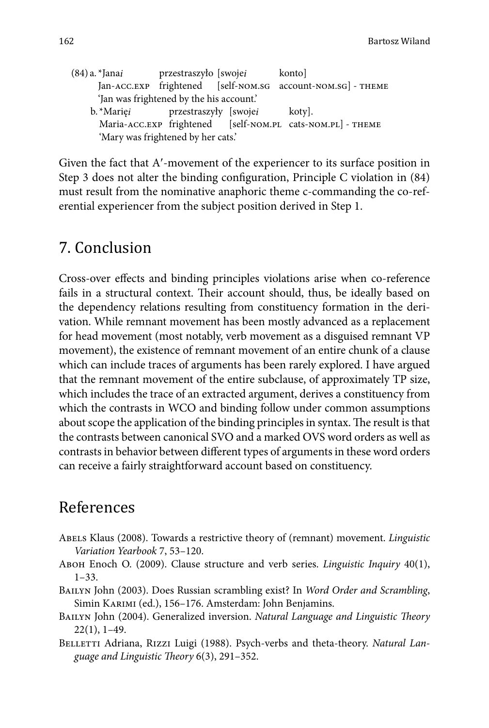(84) a. *Jana$_i$ przestraszyło [swoje$_i$ konto]
Jan-ACC.EXP frightened [self-NOM.SG account-NOM.SG] - THEME
'Jan was frightened by the his account.'

b. *Marię$_i$ przestraszyły [swoje$_i$ koty].
Maria-ACC.EXP frightened [self-NOM.PL cats-NOM.PL] - THEME
'Mary was frightened by her cats.'

Given the fact that A′-movement of the experiencer to its surface position in Step 3 does not alter the binding configuration, Principle C violation in (84) must result from the nominative anaphoric theme c-commanding the co-referential experiencer from the subject position derived in Step 1.

## 7. Conclusion

Cross-over effects and binding principles violations arise when co-reference fails in a structural context. Their account should, thus, be ideally based on the dependency relations resulting from constituency formation in the derivation. While remnant movement has been mostly advanced as a replacement for head movement (most notably, verb movement as a disguised remnant VP movement), the existence of remnant movement of an entire chunk of a clause which can include traces of arguments has been rarely explored. I have argued that the remnant movement of the entire subclause, of approximately TP size, which includes the trace of an extracted argument, derives a constituency from which the contrasts in WCO and binding follow under common assumptions about scope the application of the binding principles in syntax. The result is that the contrasts between canonical SVO and a marked OVS word orders as well as contrasts in behavior between different types of arguments in these word orders can receive a fairly straightforward account based on constituency.

## References

Abels Klaus (2008). Towards a restrictive theory of (remnant) movement. *Linguistic Variation Yearbook* 7, 53–120.

Aboh Enoch O. (2009). Clause structure and verb series. *Linguistic Inquiry* 40(1), 1–33.

Bailyn John (2003). Does Russian scrambling exist? In *Word Order and Scrambling*, Simin Karimi (ed.), 156–176. Amsterdam: John Benjamins.

Bailyn John (2004). Generalized inversion. *Natural Language and Linguistic Theory* 22(1), 1–49.

Belletti Adriana, Rizzi Luigi (1988). Psych-verbs and theta-theory. *Natural Language and Linguistic Theory* 6(3), 291–352.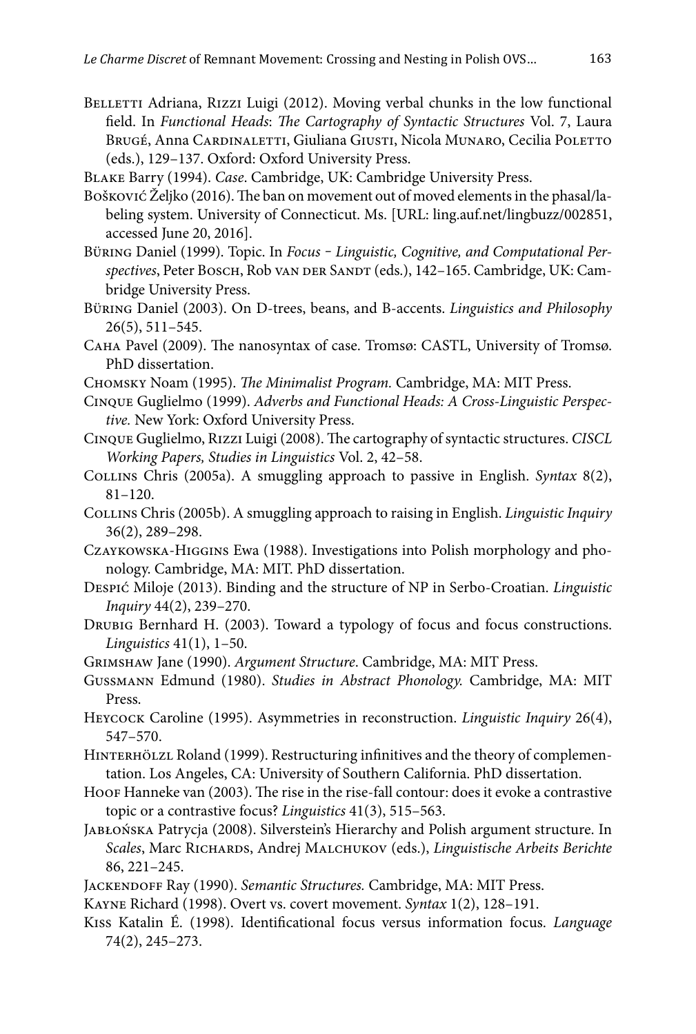Belletti Adriana, Rizzi Luigi (2012). Moving verbal chunks in the low functional field. In *Functional Heads*: *The Cartography of Syntactic Structures* Vol. 7, Laura Brugé, Anna Cardinaletti, Giuliana Giusti, Nicola Munaro, Cecilia Poletto (eds.), 129–137. Oxford: Oxford University Press.

Blake Barry (1994). *Case*. Cambridge, UK: Cambridge University Press.

Bošković Željko (2016). The ban on movement out of moved elements in the phasal/labeling system. University of Connecticut. Ms. [URL: ling.auf.net/lingbuzz/002851, accessed June 20, 2016].

Büring Daniel (1999). Topic. In *Focus* – *Linguistic, Cognitive, and Computational Perspectives*, Peter Bosch, Rob van der Sandt (eds.), 142–165. Cambridge, UK: Cambridge University Press.

Büring Daniel (2003). On D-trees, beans, and B-accents. *Linguistics and Philosophy* 26(5), 511–545.

Caha Pavel (2009). The nanosyntax of case. Tromsø: CASTL, University of Tromsø. PhD dissertation.

Chomsky Noam (1995). *The Minimalist Program.* Cambridge, MA: MIT Press.

Cinque Guglielmo (1999). *Adverbs and Functional Heads: A Cross-Linguistic Perspective.* New York: Oxford University Press.

Cinque Guglielmo, Rizzi Luigi (2008). The cartography of syntactic structures. *CISCL Working Papers, Studies in Linguistics* Vol. 2, 42–58.

Collins Chris (2005a). A smuggling approach to passive in English. *Syntax* 8(2), 81–120.

Collins Chris (2005b). A smuggling approach to raising in English. *Linguistic Inquiry* 36(2), 289–298.

Czaykowska-Higgins Ewa (1988). Investigations into Polish morphology and phonology. Cambridge, MA: MIT. PhD dissertation.

Despić Miloje (2013). Binding and the structure of NP in Serbo-Croatian. *Linguistic Inquiry* 44(2), 239–270.

Drubig Bernhard H. (2003). Toward a typology of focus and focus constructions. *Linguistics* 41(1), 1–50.

Grimshaw Jane (1990). *Argument Structure*. Cambridge, MA: MIT Press.

Gussmann Edmund (1980). *Studies in Abstract Phonology.* Cambridge, MA: MIT Press.

Heycock Caroline (1995). Asymmetries in reconstruction. *Linguistic Inquiry* 26(4), 547–570.

Hinterhölzl Roland (1999). Restructuring infinitives and the theory of complementation. Los Angeles, CA: University of Southern California. PhD dissertation.

Hoof Hanneke van (2003). The rise in the rise-fall contour: does it evoke a contrastive topic or a contrastive focus? *Linguistics* 41(3), 515–563.

Jabłońska Patrycja (2008). Silverstein's Hierarchy and Polish argument structure. In *Scales*, Marc Richards, Andrej Malchukov (eds.), *Linguistische Arbeits Berichte* 86, 221–245.

Jackendoff Ray (1990). *Semantic Structures.* Cambridge, MA: MIT Press.

Kayne Richard (1998). Overt vs. covert movement. *Syntax* 1(2), 128–191.

Kiss Katalin É. (1998). Identificational focus versus information focus. *Language* 74(2), 245–273.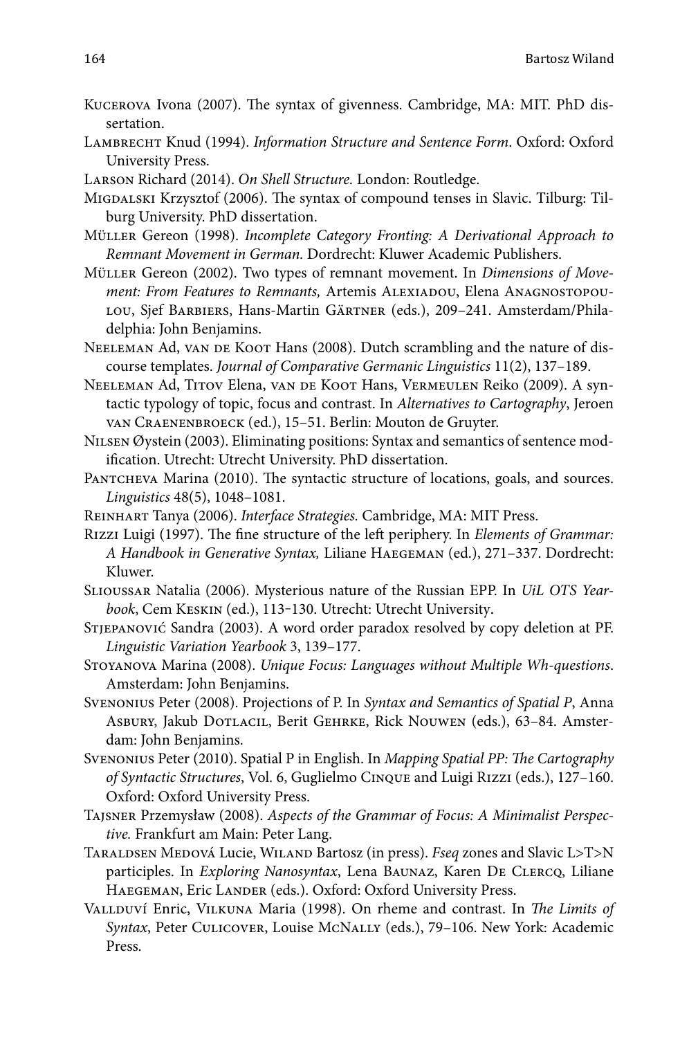Kucerova Ivona (2007). The syntax of givenness. Cambridge, MA: MIT. PhD dissertation.

Lambrecht Knud (1994). *Information Structure and Sentence Form*. Oxford: Oxford University Press.

Larson Richard (2014). *On Shell Structure.* London: Routledge.

Migdalski Krzysztof (2006). The syntax of compound tenses in Slavic. Tilburg: Tilburg University. PhD dissertation.

Müller Gereon (1998). *Incomplete Category Fronting: A Derivational Approach to Remnant Movement in German.* Dordrecht: Kluwer Academic Publishers.

Müller Gereon (2002). Two types of remnant movement. In *Dimensions of Movement: From Features to Remnants,* Artemis Alexiadou, Elena Anagnostopoulou, Sjef Barbiers, Hans-Martin Gärtner (eds.), 209–241. Amsterdam/Philadelphia: John Benjamins.

Neeleman Ad, van de Koot Hans (2008). Dutch scrambling and the nature of discourse templates. *Journal of Comparative Germanic Linguistics* 11(2), 137–189.

Neeleman Ad, Titov Elena, van de Koot Hans, Vermeulen Reiko (2009). A syntactic typology of topic, focus and contrast. In *Alternatives to Cartography*, Jeroen van Craenenbroeck (ed.), 15–51. Berlin: Mouton de Gruyter.

Nilsen Øystein (2003). Eliminating positions: Syntax and semantics of sentence modification. Utrecht: Utrecht University. PhD dissertation.

Pantcheva Marina (2010). The syntactic structure of locations, goals, and sources. *Linguistics* 48(5), 1048–1081.

Reinhart Tanya (2006). *Interface Strategies.* Cambridge, MA: MIT Press.

Rizzi Luigi (1997). The fine structure of the left periphery. In *Elements of Grammar: A Handbook in Generative Syntax,* Liliane Haegeman (ed.), 271–337. Dordrecht: Kluwer.

Slioussar Natalia (2006). Mysterious nature of the Russian EPP. In *UiL OTS Yearbook*, Cem Keskin (ed.), 113-130. Utrecht: Utrecht University.

Stjepanović Sandra (2003). A word order paradox resolved by copy deletion at PF. *Linguistic Variation Yearbook* 3, 139–177.

Stoyanova Marina (2008). *Unique Focus: Languages without Multiple Wh-questions*. Amsterdam: John Benjamins.

Svenonius Peter (2008). Projections of P. In *Syntax and Semantics of Spatial P*, Anna Asbury, Jakub Dotlacil, Berit Gehrke, Rick Nouwen (eds.), 63–84. Amsterdam: John Benjamins.

Svenonius Peter (2010). Spatial P in English. In *Mapping Spatial PP: The Cartography of Syntactic Structures*, Vol. 6, Guglielmo Cinque and Luigi Rizzi (eds.), 127–160. Oxford: Oxford University Press.

Tajsner Przemysław (2008). *Aspects of the Grammar of Focus: A Minimalist Perspective.* Frankfurt am Main: Peter Lang.

Taraldsen Medová Lucie, Wiland Bartosz (in press). *Fseq* zones and Slavic L>T>N participles. In *Exploring Nanosyntax*, Lena Baunaz, Karen De Clercq, Liliane Haegeman, Eric Lander (eds.). Oxford: Oxford University Press.

Vallduví Enric, Vilkuna Maria (1998). On rheme and contrast. In *The Limits of Syntax*, Peter Culicover, Louise McNally (eds.), 79–106. New York: Academic Press.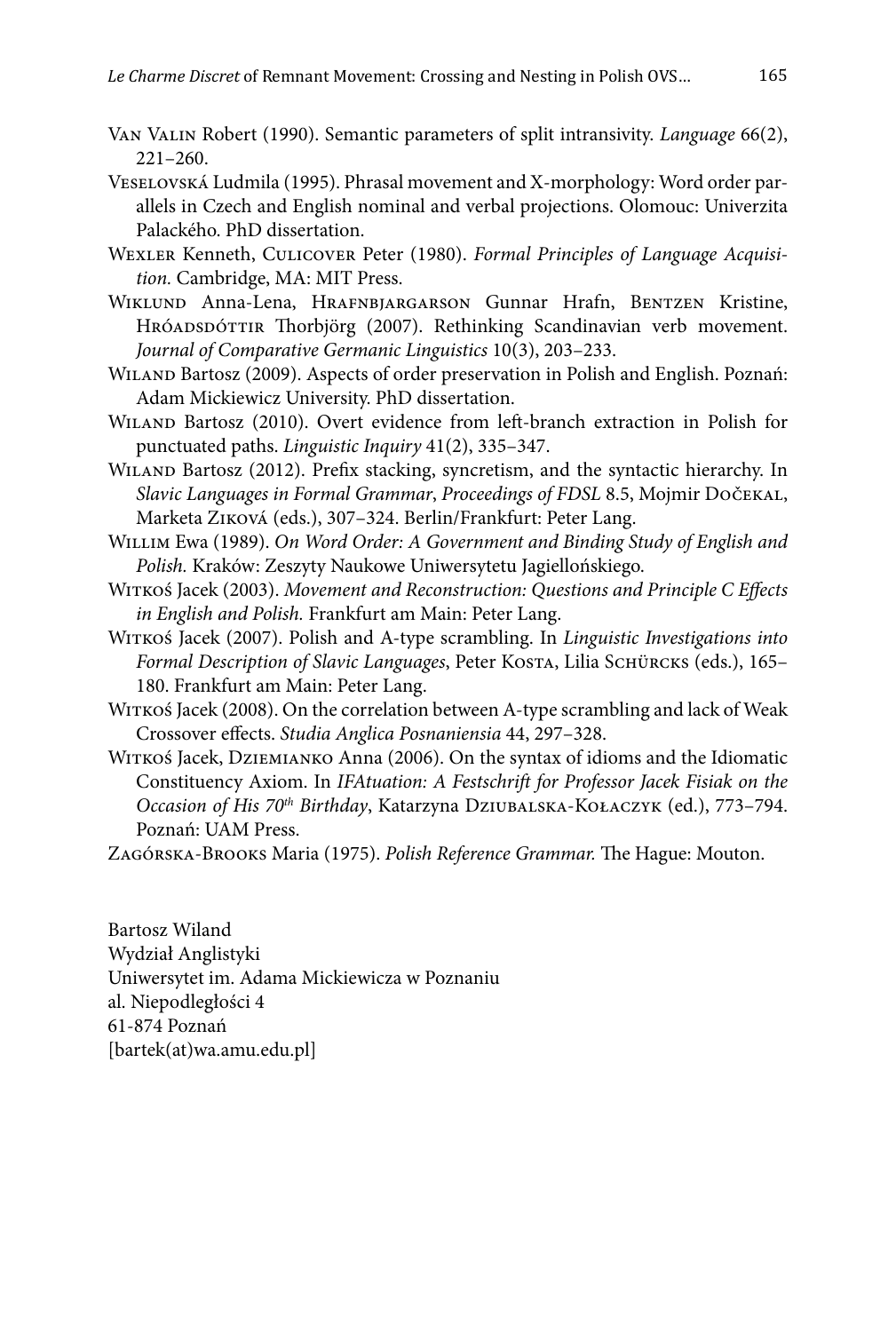Van Valin Robert (1990). Semantic parameters of split intransivity. *Language* 66(2), 221–260.

Veselovská Ludmila (1995). Phrasal movement and X-morphology: Word order parallels in Czech and English nominal and verbal projections. Olomouc: Univerzita Palackého. PhD dissertation.

Wexler Kenneth, Culicover Peter (1980). *Formal Principles of Language Acquisition.* Cambridge, MA: MIT Press.

Wiklund Anna-Lena, Hrafnbjargarson Gunnar Hrafn, Bentzen Kristine, Hróadsdóttir Thorbjörg (2007). Rethinking Scandinavian verb movement. *Journal of Comparative Germanic Linguistics* 10(3), 203–233.

Wiland Bartosz (2009). Aspects of order preservation in Polish and English. Poznań: Adam Mickiewicz University. PhD dissertation.

Wiland Bartosz (2010). Overt evidence from left-branch extraction in Polish for punctuated paths. *Linguistic Inquiry* 41(2), 335–347.

Wiland Bartosz (2012). Prefix stacking, syncretism, and the syntactic hierarchy. In *Slavic Languages in Formal Grammar*, *Proceedings of FDSL* 8.5, Mojmir Dočekal, Marketa Ziková (eds.), 307–324. Berlin/Frankfurt: Peter Lang.

Willim Ewa (1989). *On Word Order: A Government and Binding Study of English and Polish.* Kraków: Zeszyty Naukowe Uniwersytetu Jagiellońskiego.

Witkoś Jacek (2003). *Movement and Reconstruction: Questions and Principle C Effects in English and Polish.* Frankfurt am Main: Peter Lang.

Witkoś Jacek (2007). Polish and A-type scrambling. In *Linguistic Investigations into Formal Description of Slavic Languages*, Peter Kosta, Lilia Schürcks (eds.), 165–180. Frankfurt am Main: Peter Lang.

Witkoś Jacek (2008). On the correlation between A-type scrambling and lack of Weak Crossover effects. *Studia Anglica Posnaniensia* 44, 297–328.

Witkoś Jacek, Dziemianko Anna (2006). On the syntax of idioms and the Idiomatic Constituency Axiom. In *IFAtuation: A Festschrift for Professor Jacek Fisiak on the Occasion of His 70th Birthday*, Katarzyna Dziubalska-Kołaczyk (ed.), 773–794. Poznań: UAM Press.

Zagórska-Brooks Maria (1975). *Polish Reference Grammar.* The Hague: Mouton.

Bartosz Wiland  
Wydział Anglistyki  
Uniwersytet im. Adama Mickiewicza w Poznaniu  
al. Niepodległości 4  
61-874 Poznań  
[bartek(at)wa.amu.edu.pl]